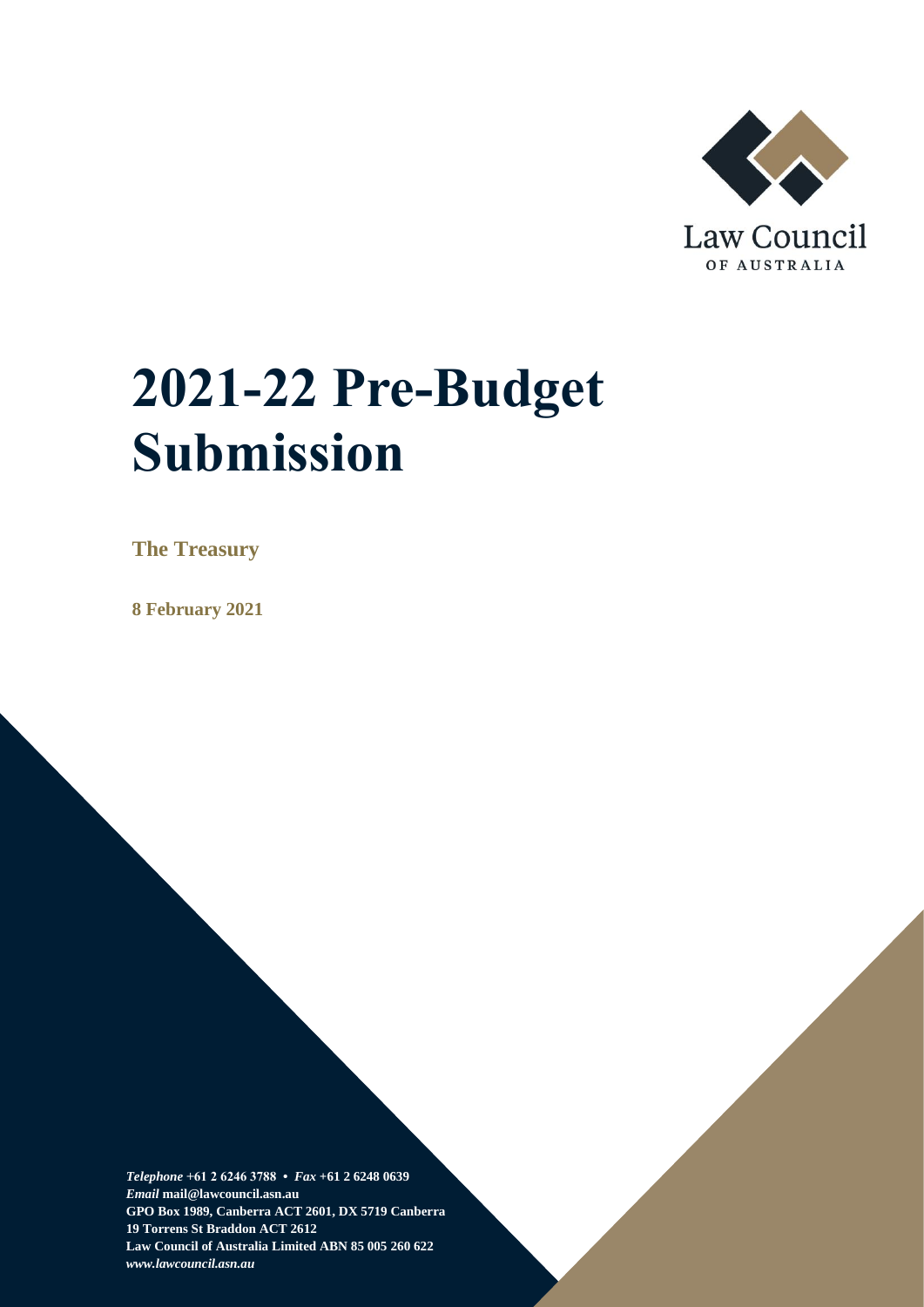Law Council

OF AUSTRALIA

# 2021-22 Pre-Budget Submission

**The Treasury**

**8 February 2021**

***Telephone*** **+61 2 6246 3788 •** ***Fax*** **+61 2 6248 0639**
***Email*** **mail@lawcouncil.asn.au**
**GPO Box 1989, Canberra ACT 2601, DX 5719 Canberra**
**19 Torrens St Braddon ACT 2612**
**Law Council of Australia Limited ABN 85 005 260 622**
***www.lawcouncil.asn.au***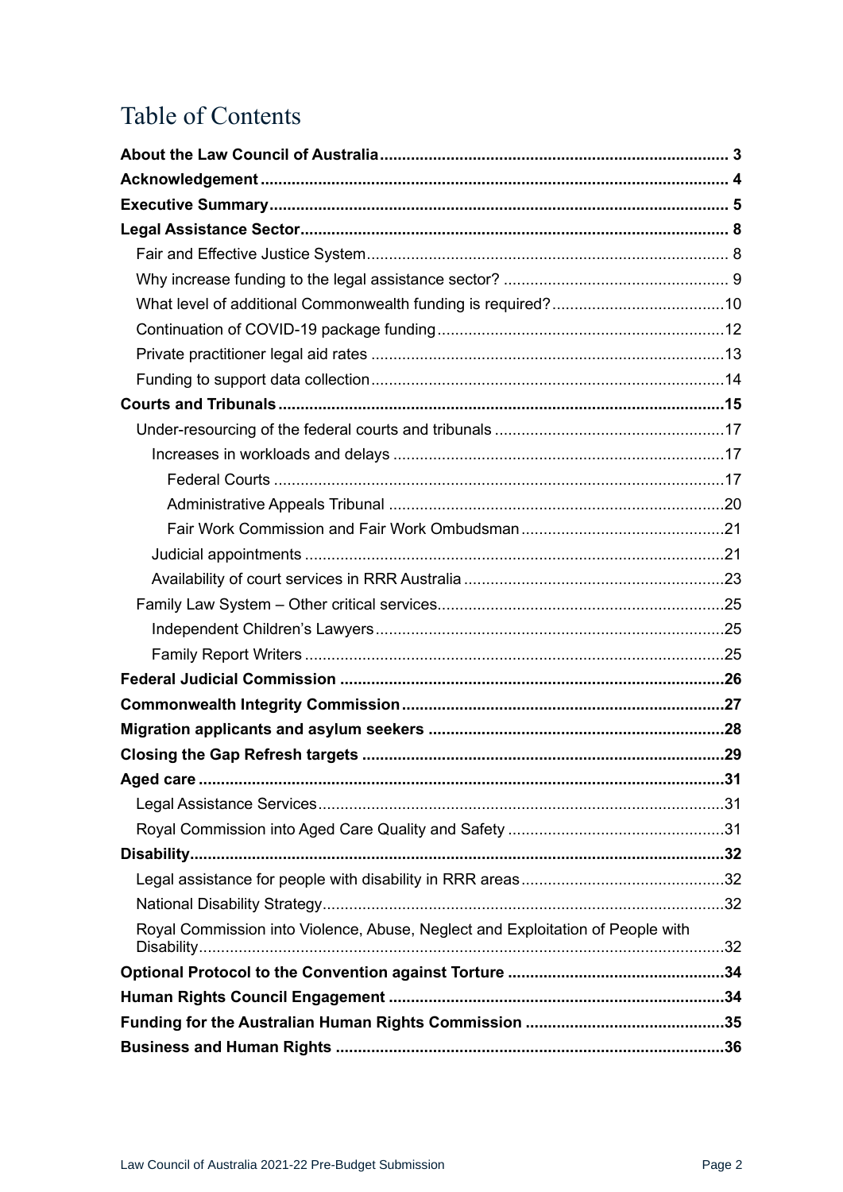# Table of Contents

**About the Law Council of Australia** ... 3

**Acknowledgement** ... 4

**Executive Summary** ... 5

**Legal Assistance Sector** ... 8

- Fair and Effective Justice System ... 8
- Why increase funding to the legal assistance sector? ... 9
- What level of additional Commonwealth funding is required? ... 10
- Continuation of COVID-19 package funding ... 12
- Private practitioner legal aid rates ... 13
- Funding to support data collection ... 14

**Courts and Tribunals** ... 15

- Under-resourcing of the federal courts and tribunals ... 17
  - Increases in workloads and delays ... 17
    - Federal Courts ... 17
    - Administrative Appeals Tribunal ... 20
    - Fair Work Commission and Fair Work Ombudsman ... 21
  - Judicial appointments ... 21
  - Availability of court services in RRR Australia ... 23
- Family Law System – Other critical services ... 25
  - Independent Children's Lawyers ... 25
  - Family Report Writers ... 25

**Federal Judicial Commission** ... 26

**Commonwealth Integrity Commission** ... 27

**Migration applicants and asylum seekers** ... 28

**Closing the Gap Refresh targets** ... 29

**Aged care** ... 31

- Legal Assistance Services ... 31
- Royal Commission into Aged Care Quality and Safety ... 31

**Disability** ... 32

- Legal assistance for people with disability in RRR areas ... 32
- National Disability Strategy ... 32
- Royal Commission into Violence, Abuse, Neglect and Exploitation of People with Disability ... 32

**Optional Protocol to the Convention against Torture** ... 34

**Human Rights Council Engagement** ... 34

**Funding for the Australian Human Rights Commission** ... 35

**Business and Human Rights** ... 36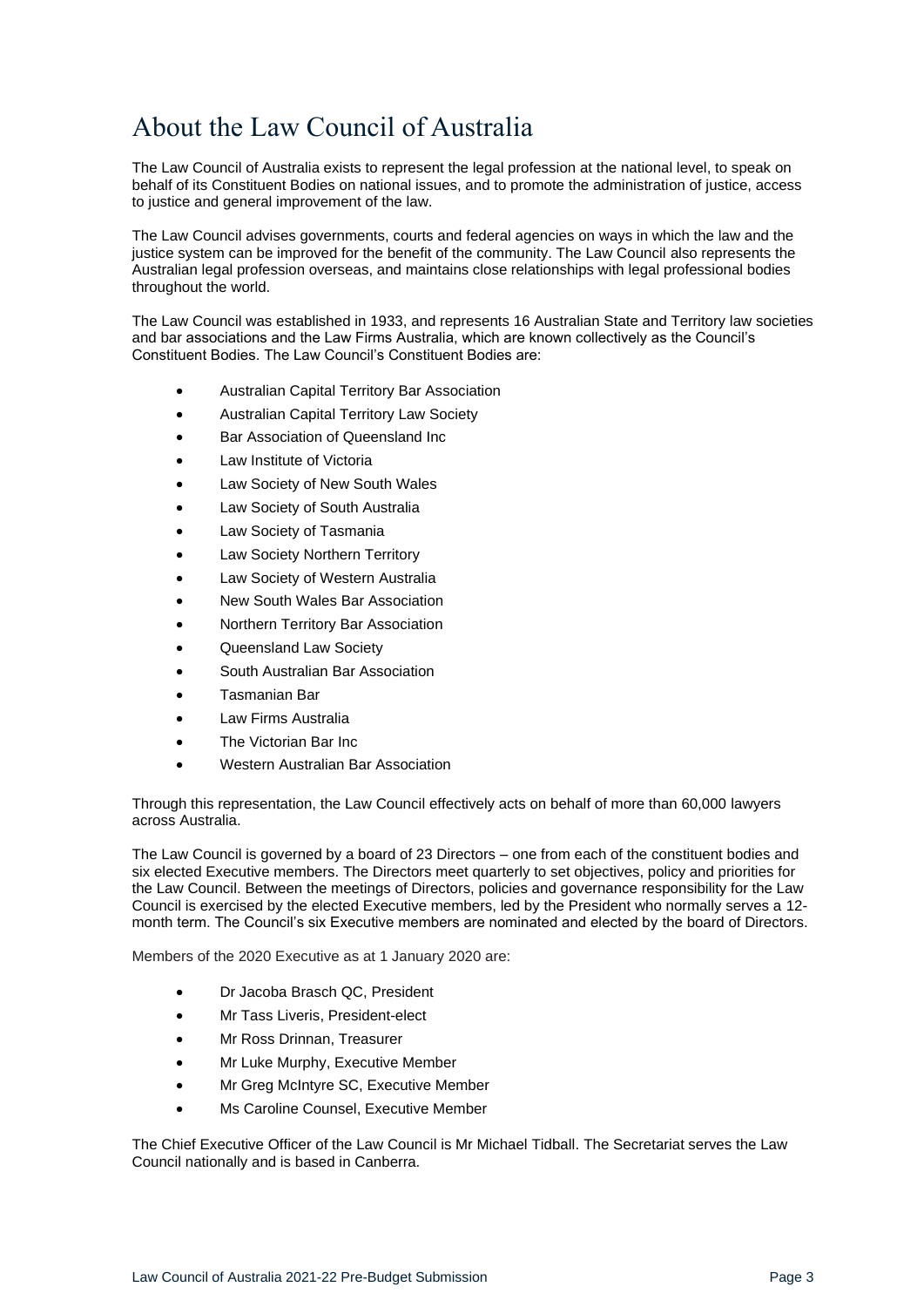# About the Law Council of Australia

The Law Council of Australia exists to represent the legal profession at the national level, to speak on behalf of its Constituent Bodies on national issues, and to promote the administration of justice, access to justice and general improvement of the law.

The Law Council advises governments, courts and federal agencies on ways in which the law and the justice system can be improved for the benefit of the community. The Law Council also represents the Australian legal profession overseas, and maintains close relationships with legal professional bodies throughout the world.

The Law Council was established in 1933, and represents 16 Australian State and Territory law societies and bar associations and the Law Firms Australia, which are known collectively as the Council's Constituent Bodies. The Law Council's Constituent Bodies are:

- Australian Capital Territory Bar Association
- Australian Capital Territory Law Society
- Bar Association of Queensland Inc
- Law Institute of Victoria
- Law Society of New South Wales
- Law Society of South Australia
- Law Society of Tasmania
- Law Society Northern Territory
- Law Society of Western Australia
- New South Wales Bar Association
- Northern Territory Bar Association
- Queensland Law Society
- South Australian Bar Association
- Tasmanian Bar
- Law Firms Australia
- The Victorian Bar Inc
- Western Australian Bar Association

Through this representation, the Law Council effectively acts on behalf of more than 60,000 lawyers across Australia.

The Law Council is governed by a board of 23 Directors – one from each of the constituent bodies and six elected Executive members. The Directors meet quarterly to set objectives, policy and priorities for the Law Council. Between the meetings of Directors, policies and governance responsibility for the Law Council is exercised by the elected Executive members, led by the President who normally serves a 12-month term. The Council's six Executive members are nominated and elected by the board of Directors.

Members of the 2020 Executive as at 1 January 2020 are:

- Dr Jacoba Brasch QC, President
- Mr Tass Liveris, President-elect
- Mr Ross Drinnan, Treasurer
- Mr Luke Murphy, Executive Member
- Mr Greg McIntyre SC, Executive Member
- Ms Caroline Counsel, Executive Member

The Chief Executive Officer of the Law Council is Mr Michael Tidball. The Secretariat serves the Law Council nationally and is based in Canberra.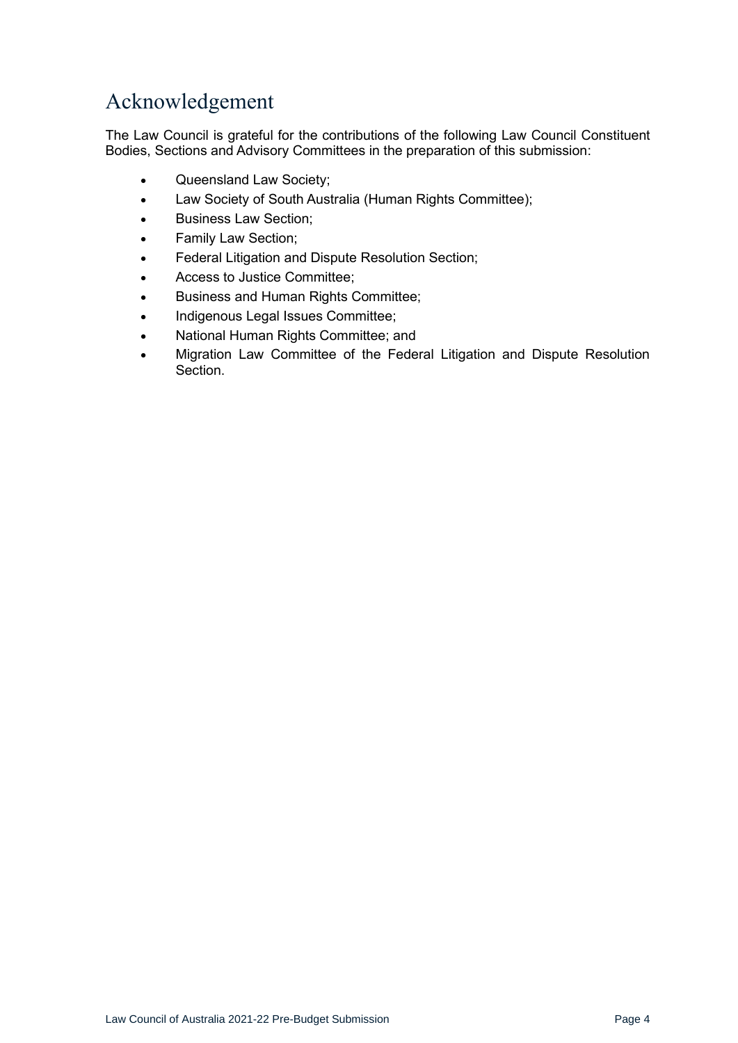# Acknowledgement

The Law Council is grateful for the contributions of the following Law Council Constituent Bodies, Sections and Advisory Committees in the preparation of this submission:

- Queensland Law Society;
- Law Society of South Australia (Human Rights Committee);
- Business Law Section;
- Family Law Section;
- Federal Litigation and Dispute Resolution Section;
- Access to Justice Committee;
- Business and Human Rights Committee;
- Indigenous Legal Issues Committee;
- National Human Rights Committee; and
- Migration Law Committee of the Federal Litigation and Dispute Resolution Section.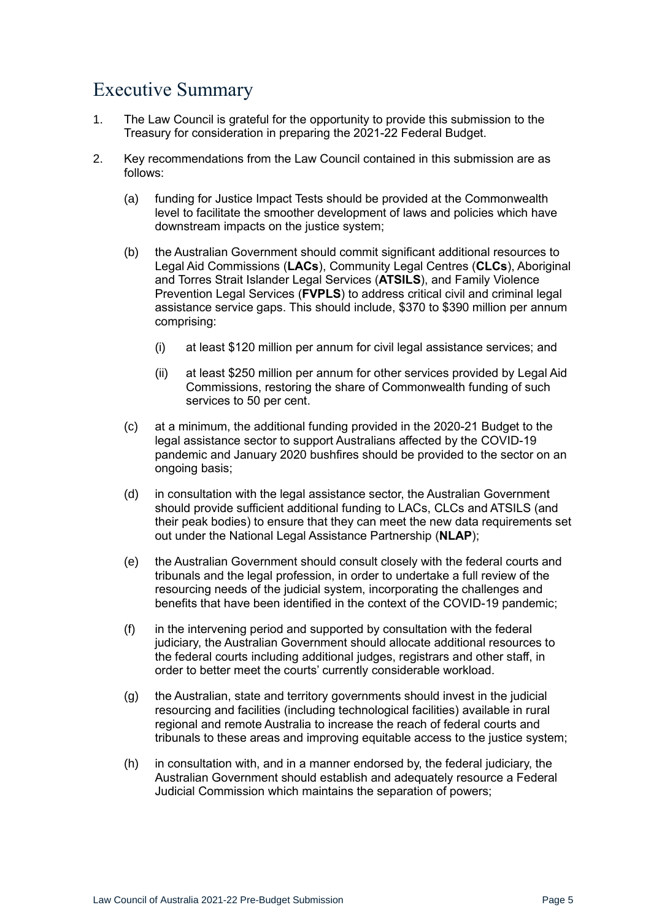# Executive Summary

1. The Law Council is grateful for the opportunity to provide this submission to the Treasury for consideration in preparing the 2021-22 Federal Budget.

2. Key recommendations from the Law Council contained in this submission are as follows:

   (a) funding for Justice Impact Tests should be provided at the Commonwealth level to facilitate the smoother development of laws and policies which have downstream impacts on the justice system;

   (b) the Australian Government should commit significant additional resources to Legal Aid Commissions (**LACs**), Community Legal Centres (**CLCs**), Aboriginal and Torres Strait Islander Legal Services (**ATSILS**), and Family Violence Prevention Legal Services (**FVPLS**) to address critical civil and criminal legal assistance service gaps. This should include, $370 to $390 million per annum comprising:

      (i) at least $120 million per annum for civil legal assistance services; and

      (ii) at least $250 million per annum for other services provided by Legal Aid Commissions, restoring the share of Commonwealth funding of such services to 50 per cent.

   (c) at a minimum, the additional funding provided in the 2020-21 Budget to the legal assistance sector to support Australians affected by the COVID-19 pandemic and January 2020 bushfires should be provided to the sector on an ongoing basis;

   (d) in consultation with the legal assistance sector, the Australian Government should provide sufficient additional funding to LACs, CLCs and ATSILS (and their peak bodies) to ensure that they can meet the new data requirements set out under the National Legal Assistance Partnership (**NLAP**);

   (e) the Australian Government should consult closely with the federal courts and tribunals and the legal profession, in order to undertake a full review of the resourcing needs of the judicial system, incorporating the challenges and benefits that have been identified in the context of the COVID-19 pandemic;

   (f) in the intervening period and supported by consultation with the federal judiciary, the Australian Government should allocate additional resources to the federal courts including additional judges, registrars and other staff, in order to better meet the courts' currently considerable workload.

   (g) the Australian, state and territory governments should invest in the judicial resourcing and facilities (including technological facilities) available in rural regional and remote Australia to increase the reach of federal courts and tribunals to these areas and improving equitable access to the justice system;

   (h) in consultation with, and in a manner endorsed by, the federal judiciary, the Australian Government should establish and adequately resource a Federal Judicial Commission which maintains the separation of powers;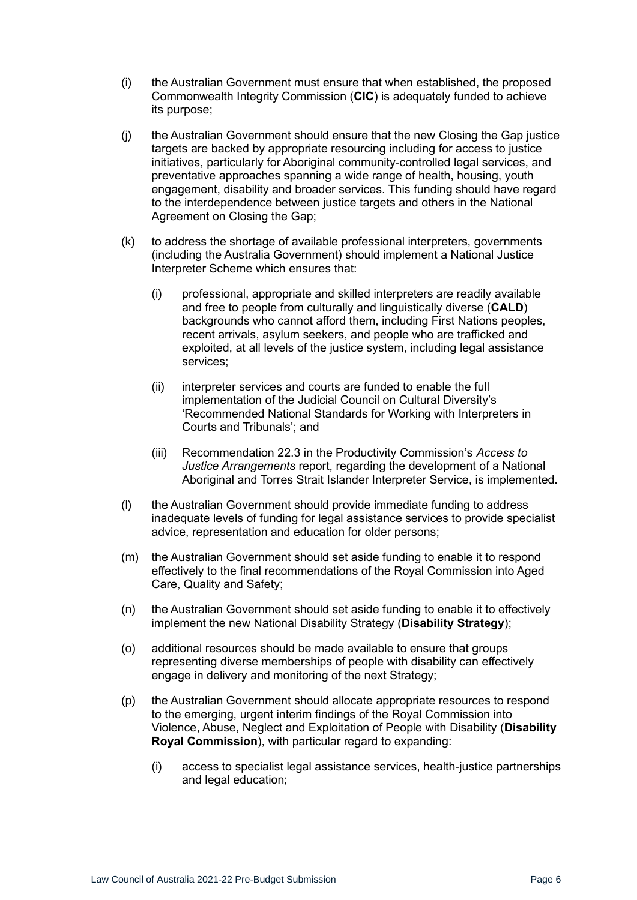(i) the Australian Government must ensure that when established, the proposed Commonwealth Integrity Commission (**CIC**) is adequately funded to achieve its purpose;

(j) the Australian Government should ensure that the new Closing the Gap justice targets are backed by appropriate resourcing including for access to justice initiatives, particularly for Aboriginal community-controlled legal services, and preventative approaches spanning a wide range of health, housing, youth engagement, disability and broader services. This funding should have regard to the interdependence between justice targets and others in the National Agreement on Closing the Gap;

(k) to address the shortage of available professional interpreters, governments (including the Australia Government) should implement a National Justice Interpreter Scheme which ensures that:

   (i) professional, appropriate and skilled interpreters are readily available and free to people from culturally and linguistically diverse (**CALD**) backgrounds who cannot afford them, including First Nations peoples, recent arrivals, asylum seekers, and people who are trafficked and exploited, at all levels of the justice system, including legal assistance services;

   (ii) interpreter services and courts are funded to enable the full implementation of the Judicial Council on Cultural Diversity's 'Recommended National Standards for Working with Interpreters in Courts and Tribunals'; and

   (iii) Recommendation 22.3 in the Productivity Commission's *Access to Justice Arrangements* report, regarding the development of a National Aboriginal and Torres Strait Islander Interpreter Service, is implemented.

(l) the Australian Government should provide immediate funding to address inadequate levels of funding for legal assistance services to provide specialist advice, representation and education for older persons;

(m) the Australian Government should set aside funding to enable it to respond effectively to the final recommendations of the Royal Commission into Aged Care, Quality and Safety;

(n) the Australian Government should set aside funding to enable it to effectively implement the new National Disability Strategy (**Disability Strategy**);

(o) additional resources should be made available to ensure that groups representing diverse memberships of people with disability can effectively engage in delivery and monitoring of the next Strategy;

(p) the Australian Government should allocate appropriate resources to respond to the emerging, urgent interim findings of the Royal Commission into Violence, Abuse, Neglect and Exploitation of People with Disability (**Disability Royal Commission**), with particular regard to expanding:

   (i) access to specialist legal assistance services, health-justice partnerships and legal education;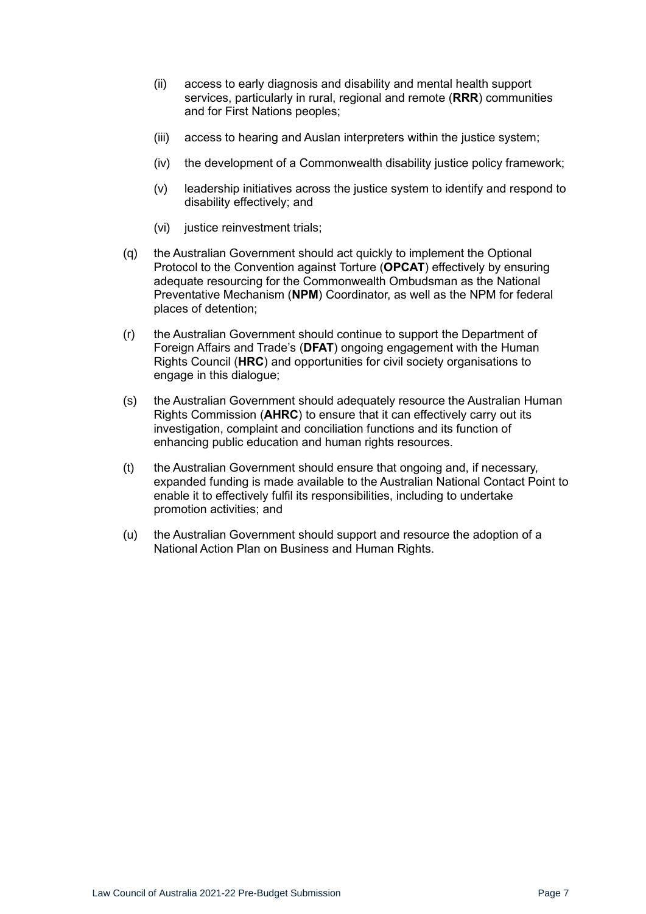(ii) access to early diagnosis and disability and mental health support services, particularly in rural, regional and remote (**RRR**) communities and for First Nations peoples;

(iii) access to hearing and Auslan interpreters within the justice system;

(iv) the development of a Commonwealth disability justice policy framework;

(v) leadership initiatives across the justice system to identify and respond to disability effectively; and

(vi) justice reinvestment trials;

(q) the Australian Government should act quickly to implement the Optional Protocol to the Convention against Torture (**OPCAT**) effectively by ensuring adequate resourcing for the Commonwealth Ombudsman as the National Preventative Mechanism (**NPM**) Coordinator, as well as the NPM for federal places of detention;

(r) the Australian Government should continue to support the Department of Foreign Affairs and Trade's (**DFAT**) ongoing engagement with the Human Rights Council (**HRC**) and opportunities for civil society organisations to engage in this dialogue;

(s) the Australian Government should adequately resource the Australian Human Rights Commission (**AHRC**) to ensure that it can effectively carry out its investigation, complaint and conciliation functions and its function of enhancing public education and human rights resources.

(t) the Australian Government should ensure that ongoing and, if necessary, expanded funding is made available to the Australian National Contact Point to enable it to effectively fulfil its responsibilities, including to undertake promotion activities; and

(u) the Australian Government should support and resource the adoption of a National Action Plan on Business and Human Rights.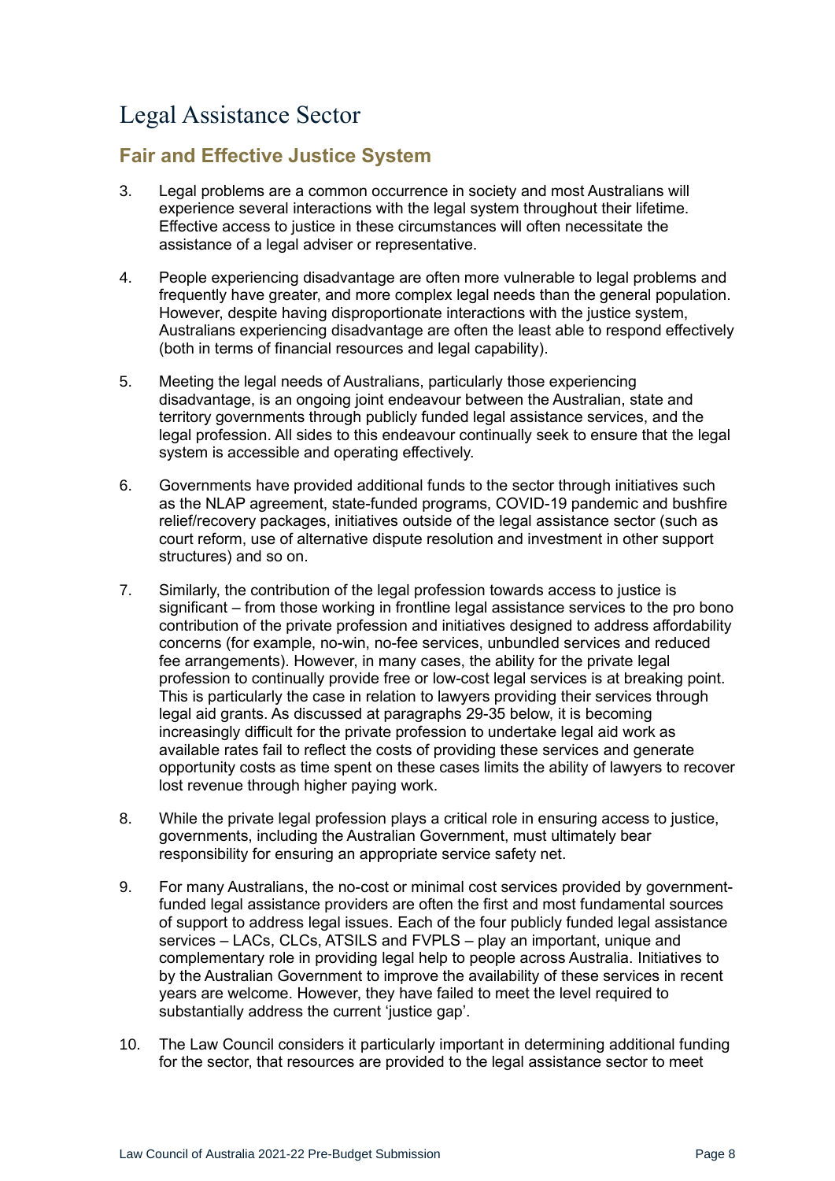# Legal Assistance Sector

## Fair and Effective Justice System

3. Legal problems are a common occurrence in society and most Australians will experience several interactions with the legal system throughout their lifetime. Effective access to justice in these circumstances will often necessitate the assistance of a legal adviser or representative.

4. People experiencing disadvantage are often more vulnerable to legal problems and frequently have greater, and more complex legal needs than the general population. However, despite having disproportionate interactions with the justice system, Australians experiencing disadvantage are often the least able to respond effectively (both in terms of financial resources and legal capability).

5. Meeting the legal needs of Australians, particularly those experiencing disadvantage, is an ongoing joint endeavour between the Australian, state and territory governments through publicly funded legal assistance services, and the legal profession. All sides to this endeavour continually seek to ensure that the legal system is accessible and operating effectively.

6. Governments have provided additional funds to the sector through initiatives such as the NLAP agreement, state-funded programs, COVID-19 pandemic and bushfire relief/recovery packages, initiatives outside of the legal assistance sector (such as court reform, use of alternative dispute resolution and investment in other support structures) and so on.

7. Similarly, the contribution of the legal profession towards access to justice is significant – from those working in frontline legal assistance services to the pro bono contribution of the private profession and initiatives designed to address affordability concerns (for example, no-win, no-fee services, unbundled services and reduced fee arrangements). However, in many cases, the ability for the private legal profession to continually provide free or low-cost legal services is at breaking point. This is particularly the case in relation to lawyers providing their services through legal aid grants. As discussed at paragraphs 29-35 below, it is becoming increasingly difficult for the private profession to undertake legal aid work as available rates fail to reflect the costs of providing these services and generate opportunity costs as time spent on these cases limits the ability of lawyers to recover lost revenue through higher paying work.

8. While the private legal profession plays a critical role in ensuring access to justice, governments, including the Australian Government, must ultimately bear responsibility for ensuring an appropriate service safety net.

9. For many Australians, the no-cost or minimal cost services provided by government-funded legal assistance providers are often the first and most fundamental sources of support to address legal issues. Each of the four publicly funded legal assistance services – LACs, CLCs, ATSILS and FVPLS – play an important, unique and complementary role in providing legal help to people across Australia. Initiatives to by the Australian Government to improve the availability of these services in recent years are welcome. However, they have failed to meet the level required to substantially address the current 'justice gap'.

10. The Law Council considers it particularly important in determining additional funding for the sector, that resources are provided to the legal assistance sector to meet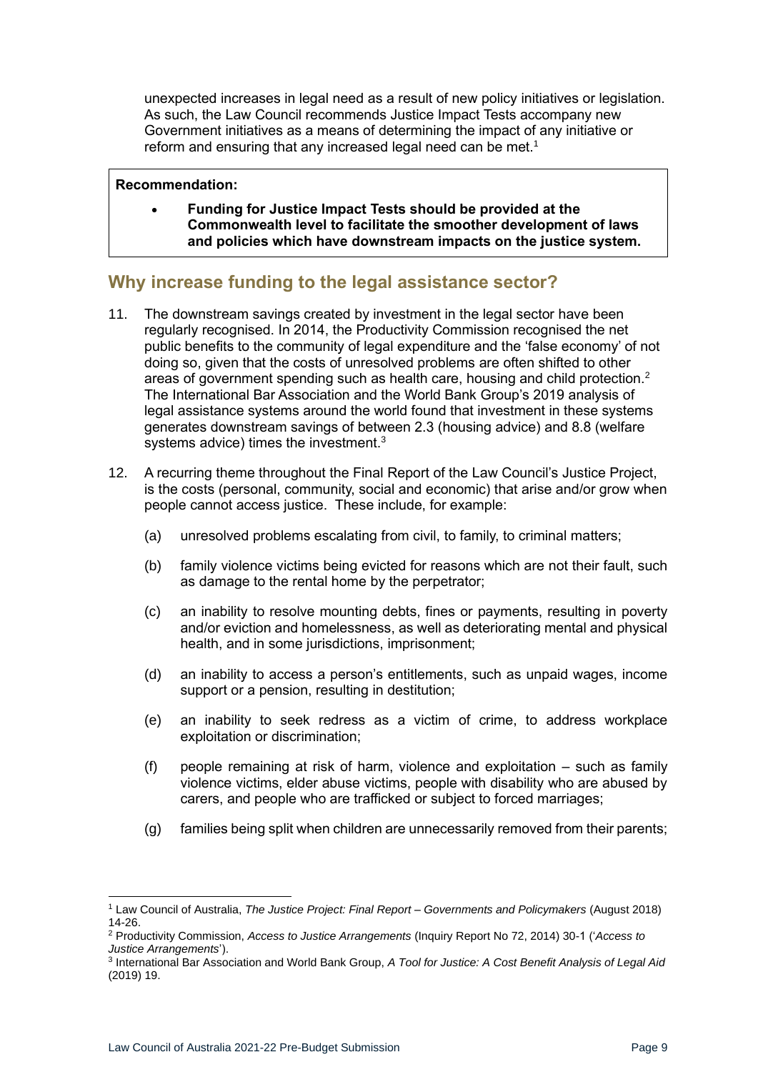unexpected increases in legal need as a result of new policy initiatives or legislation. As such, the Law Council recommends Justice Impact Tests accompany new Government initiatives as a means of determining the impact of any initiative or reform and ensuring that any increased legal need can be met.[1]

> **Recommendation:**
>
> - **Funding for Justice Impact Tests should be provided at the Commonwealth level to facilitate the smoother development of laws and policies which have downstream impacts on the justice system.**

## Why increase funding to the legal assistance sector?

11. The downstream savings created by investment in the legal sector have been regularly recognised. In 2014, the Productivity Commission recognised the net public benefits to the community of legal expenditure and the 'false economy' of not doing so, given that the costs of unresolved problems are often shifted to other areas of government spending such as health care, housing and child protection.[2] The International Bar Association and the World Bank Group's 2019 analysis of legal assistance systems around the world found that investment in these systems generates downstream savings of between 2.3 (housing advice) and 8.8 (welfare systems advice) times the investment.[3]

12. A recurring theme throughout the Final Report of the Law Council's Justice Project, is the costs (personal, community, social and economic) that arise and/or grow when people cannot access justice. These include, for example:

    (a) unresolved problems escalating from civil, to family, to criminal matters;

    (b) family violence victims being evicted for reasons which are not their fault, such as damage to the rental home by the perpetrator;

    (c) an inability to resolve mounting debts, fines or payments, resulting in poverty and/or eviction and homelessness, as well as deteriorating mental and physical health, and in some jurisdictions, imprisonment;

    (d) an inability to access a person's entitlements, such as unpaid wages, income support or a pension, resulting in destitution;

    (e) an inability to seek redress as a victim of crime, to address workplace exploitation or discrimination;

    (f) people remaining at risk of harm, violence and exploitation – such as family violence victims, elder abuse victims, people with disability who are abused by carers, and people who are trafficked or subject to forced marriages;

    (g) families being split when children are unnecessarily removed from their parents;

---

[1] Law Council of Australia, *The Justice Project: Final Report – Governments and Policymakers* (August 2018) 14-26.

[2] Productivity Commission, *Access to Justice Arrangements* (Inquiry Report No 72, 2014) 30-1 ('*Access to Justice Arrangements*').

[3] International Bar Association and World Bank Group, *A Tool for Justice: A Cost Benefit Analysis of Legal Aid* (2019) 19.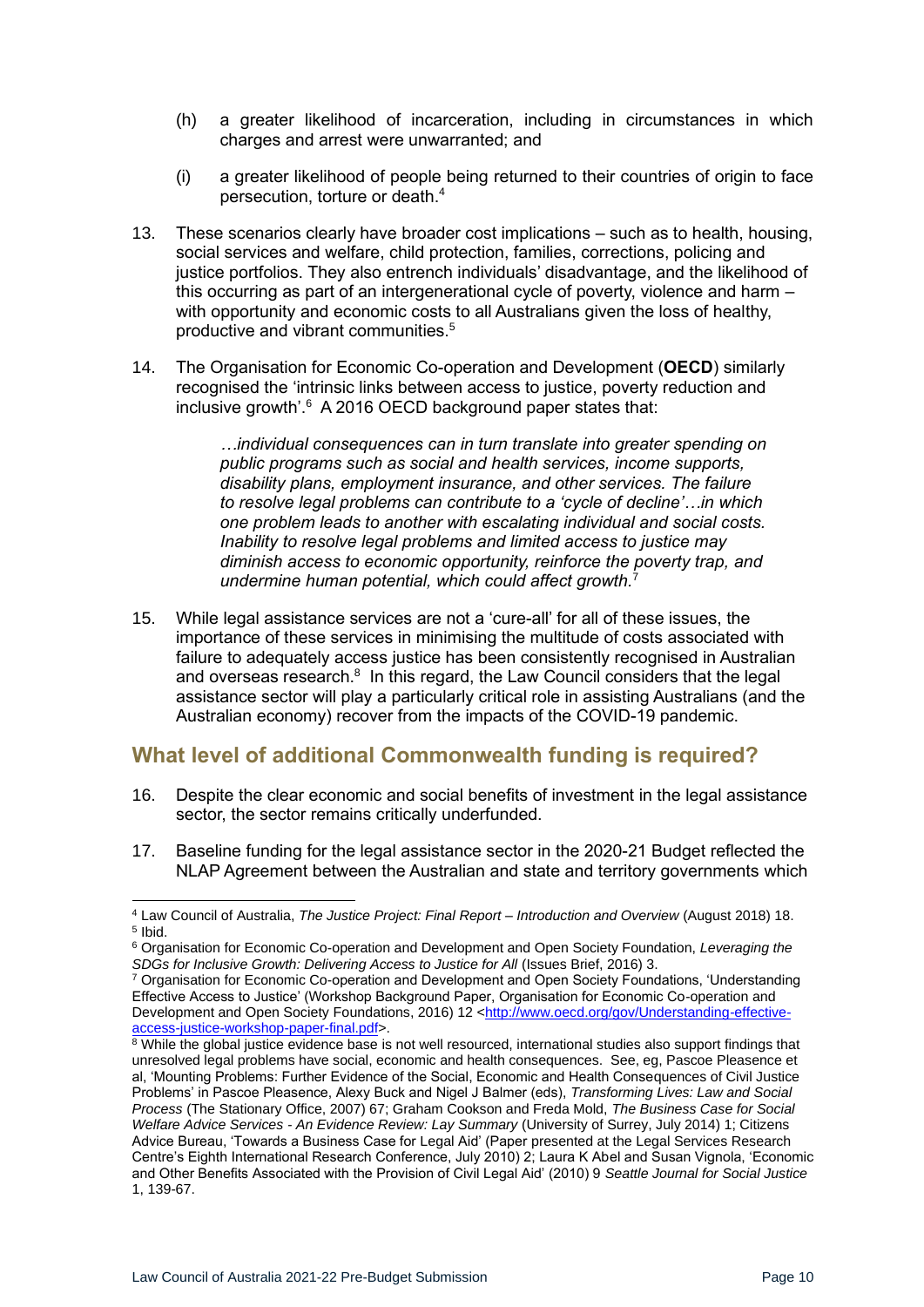(h) a greater likelihood of incarceration, including in circumstances in which charges and arrest were unwarranted; and

(i) a greater likelihood of people being returned to their countries of origin to face persecution, torture or death.[4]

13. These scenarios clearly have broader cost implications – such as to health, housing, social services and welfare, child protection, families, corrections, policing and justice portfolios. They also entrench individuals' disadvantage, and the likelihood of this occurring as part of an intergenerational cycle of poverty, violence and harm – with opportunity and economic costs to all Australians given the loss of healthy, productive and vibrant communities.[5]

14. The Organisation for Economic Co-operation and Development (**OECD**) similarly recognised the 'intrinsic links between access to justice, poverty reduction and inclusive growth'.[6] A 2016 OECD background paper states that:

> *…individual consequences can in turn translate into greater spending on public programs such as social and health services, income supports, disability plans, employment insurance, and other services. The failure to resolve legal problems can contribute to a 'cycle of decline'…in which one problem leads to another with escalating individual and social costs. Inability to resolve legal problems and limited access to justice may diminish access to economic opportunity, reinforce the poverty trap, and undermine human potential, which could affect growth.*[7]

15. While legal assistance services are not a 'cure-all' for all of these issues, the importance of these services in minimising the multitude of costs associated with failure to adequately access justice has been consistently recognised in Australian and overseas research.[8] In this regard, the Law Council considers that the legal assistance sector will play a particularly critical role in assisting Australians (and the Australian economy) recover from the impacts of the COVID-19 pandemic.

## What level of additional Commonwealth funding is required?

16. Despite the clear economic and social benefits of investment in the legal assistance sector, the sector remains critically underfunded.

17. Baseline funding for the legal assistance sector in the 2020-21 Budget reflected the NLAP Agreement between the Australian and state and territory governments which

---

[4] Law Council of Australia, *The Justice Project: Final Report – Introduction and Overview* (August 2018) 18.

[5] Ibid.

[6] Organisation for Economic Co-operation and Development and Open Society Foundation, *Leveraging the SDGs for Inclusive Growth: Delivering Access to Justice for All* (Issues Brief, 2016) 3.

[7] Organisation for Economic Co-operation and Development and Open Society Foundations, 'Understanding Effective Access to Justice' (Workshop Background Paper, Organisation for Economic Co-operation and Development and Open Society Foundations, 2016) 12 <http://www.oecd.org/gov/Understanding-effective-access-justice-workshop-paper-final.pdf>.

[8] While the global justice evidence base is not well resourced, international studies also support findings that unresolved legal problems have social, economic and health consequences. See, eg, Pascoe Pleasence et al, 'Mounting Problems: Further Evidence of the Social, Economic and Health Consequences of Civil Justice Problems' in Pascoe Pleasence, Alexy Buck and Nigel J Balmer (eds), *Transforming Lives: Law and Social Process* (The Stationary Office, 2007) 67; Graham Cookson and Freda Mold, *The Business Case for Social Welfare Advice Services - An Evidence Review: Lay Summary* (University of Surrey, July 2014) 1; Citizens Advice Bureau, 'Towards a Business Case for Legal Aid' (Paper presented at the Legal Services Research Centre's Eighth International Research Conference, July 2010) 2; Laura K Abel and Susan Vignola, 'Economic and Other Benefits Associated with the Provision of Civil Legal Aid' (2010) 9 *Seattle Journal for Social Justice* 1, 139-67.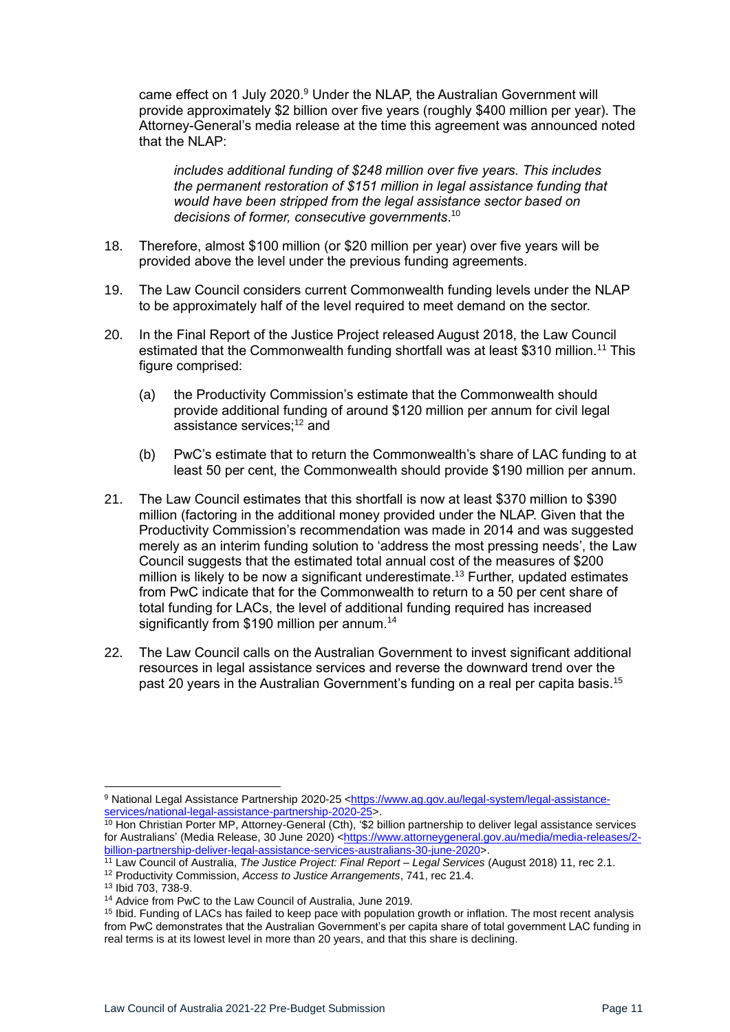came effect on 1 July 2020.[9] Under the NLAP, the Australian Government will provide approximately $2 billion over five years (roughly $400 million per year). The Attorney-General's media release at the time this agreement was announced noted that the NLAP:

> *includes additional funding of $248 million over five years. This includes the permanent restoration of $151 million in legal assistance funding that would have been stripped from the legal assistance sector based on decisions of former, consecutive governments*.[10]

18. Therefore, almost $100 million (or $20 million per year) over five years will be provided above the level under the previous funding agreements.

19. The Law Council considers current Commonwealth funding levels under the NLAP to be approximately half of the level required to meet demand on the sector.

20. In the Final Report of the Justice Project released August 2018, the Law Council estimated that the Commonwealth funding shortfall was at least $310 million.[11] This figure comprised:

    (a) the Productivity Commission's estimate that the Commonwealth should provide additional funding of around $120 million per annum for civil legal assistance services;[12] and

    (b) PwC's estimate that to return the Commonwealth's share of LAC funding to at least 50 per cent, the Commonwealth should provide $190 million per annum.

21. The Law Council estimates that this shortfall is now at least $370 million to $390 million (factoring in the additional money provided under the NLAP. Given that the Productivity Commission's recommendation was made in 2014 and was suggested merely as an interim funding solution to 'address the most pressing needs', the Law Council suggests that the estimated total annual cost of the measures of $200 million is likely to be now a significant underestimate.[13] Further, updated estimates from PwC indicate that for the Commonwealth to return to a 50 per cent share of total funding for LACs, the level of additional funding required has increased significantly from $190 million per annum.[14]

22. The Law Council calls on the Australian Government to invest significant additional resources in legal assistance services and reverse the downward trend over the past 20 years in the Australian Government's funding on a real per capita basis.[15]

---

[9] National Legal Assistance Partnership 2020-25 <https://www.ag.gov.au/legal-system/legal-assistance-services/national-legal-assistance-partnership-2020-25>.

[10] Hon Christian Porter MP, Attorney-General (Cth), '$2 billion partnership to deliver legal assistance services for Australians' (Media Release, 30 June 2020) <https://www.attorneygeneral.gov.au/media/media-releases/2-billion-partnership-deliver-legal-assistance-services-australians-30-june-2020>.

[11] Law Council of Australia, *The Justice Project: Final Report – Legal Services* (August 2018) 11, rec 2.1.

[12] Productivity Commission, *Access to Justice Arrangements*, 741, rec 21.4.

[13] Ibid 703, 738-9.

[14] Advice from PwC to the Law Council of Australia, June 2019.

[15] Ibid. Funding of LACs has failed to keep pace with population growth or inflation. The most recent analysis from PwC demonstrates that the Australian Government's per capita share of total government LAC funding in real terms is at its lowest level in more than 20 years, and that this share is declining.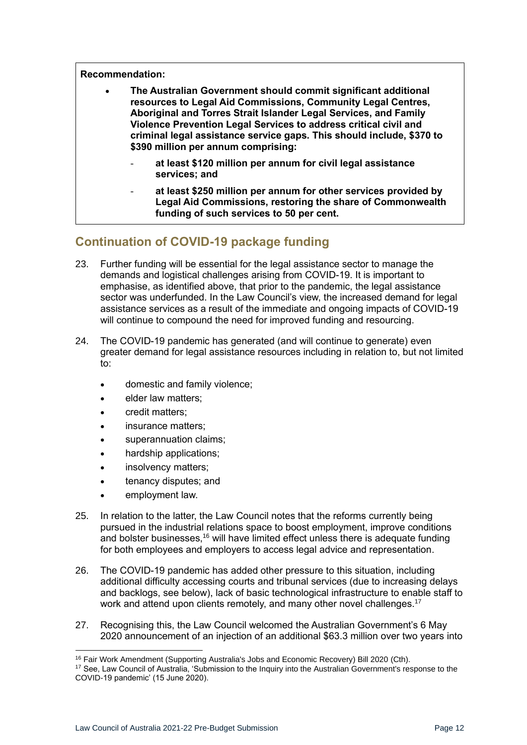**Recommendation:**

- **The Australian Government should commit significant additional resources to Legal Aid Commissions, Community Legal Centres, Aboriginal and Torres Strait Islander Legal Services, and Family Violence Prevention Legal Services to address critical civil and criminal legal assistance service gaps. This should include, $370 to $390 million per annum comprising:**
  - **at least $120 million per annum for civil legal assistance services; and**
  - **at least $250 million per annum for other services provided by Legal Aid Commissions, restoring the share of Commonwealth funding of such services to 50 per cent.**

## Continuation of COVID-19 package funding

23. Further funding will be essential for the legal assistance sector to manage the demands and logistical challenges arising from COVID-19. It is important to emphasise, as identified above, that prior to the pandemic, the legal assistance sector was underfunded. In the Law Council's view, the increased demand for legal assistance services as a result of the immediate and ongoing impacts of COVID-19 will continue to compound the need for improved funding and resourcing.

24. The COVID-19 pandemic has generated (and will continue to generate) even greater demand for legal assistance resources including in relation to, but not limited to:

    - domestic and family violence;
    - elder law matters;
    - credit matters;
    - insurance matters;
    - superannuation claims;
    - hardship applications;
    - insolvency matters;
    - tenancy disputes; and
    - employment law.

25. In relation to the latter, the Law Council notes that the reforms currently being pursued in the industrial relations space to boost employment, improve conditions and bolster businesses,[16] will have limited effect unless there is adequate funding for both employees and employers to access legal advice and representation.

26. The COVID-19 pandemic has added other pressure to this situation, including additional difficulty accessing courts and tribunal services (due to increasing delays and backlogs, see below), lack of basic technological infrastructure to enable staff to work and attend upon clients remotely, and many other novel challenges.[17]

27. Recognising this, the Law Council welcomed the Australian Government's 6 May 2020 announcement of an injection of an additional $63.3 million over two years into

[16] Fair Work Amendment (Supporting Australia's Jobs and Economic Recovery) Bill 2020 (Cth).

[17] See, Law Council of Australia, 'Submission to the Inquiry into the Australian Government's response to the COVID-19 pandemic' (15 June 2020).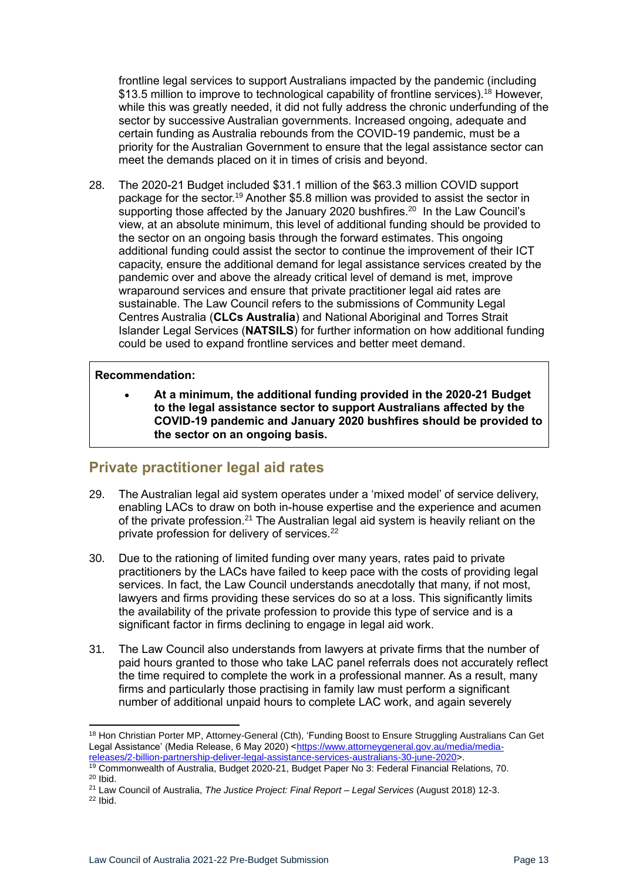frontline legal services to support Australians impacted by the pandemic (including $13.5 million to improve to technological capability of frontline services).[18] However, while this was greatly needed, it did not fully address the chronic underfunding of the sector by successive Australian governments. Increased ongoing, adequate and certain funding as Australia rebounds from the COVID-19 pandemic, must be a priority for the Australian Government to ensure that the legal assistance sector can meet the demands placed on it in times of crisis and beyond.

28. The 2020-21 Budget included $31.1 million of the $63.3 million COVID support package for the sector.[19] Another $5.8 million was provided to assist the sector in supporting those affected by the January 2020 bushfires.[20] In the Law Council's view, at an absolute minimum, this level of additional funding should be provided to the sector on an ongoing basis through the forward estimates. This ongoing additional funding could assist the sector to continue the improvement of their ICT capacity, ensure the additional demand for legal assistance services created by the pandemic over and above the already critical level of demand is met, improve wraparound services and ensure that private practitioner legal aid rates are sustainable. The Law Council refers to the submissions of Community Legal Centres Australia (**CLCs Australia**) and National Aboriginal and Torres Strait Islander Legal Services (**NATSILS**) for further information on how additional funding could be used to expand frontline services and better meet demand.

**Recommendation:**

- **At a minimum, the additional funding provided in the 2020-21 Budget to the legal assistance sector to support Australians affected by the COVID-19 pandemic and January 2020 bushfires should be provided to the sector on an ongoing basis.**

## Private practitioner legal aid rates

29. The Australian legal aid system operates under a 'mixed model' of service delivery, enabling LACs to draw on both in-house expertise and the experience and acumen of the private profession.[21] The Australian legal aid system is heavily reliant on the private profession for delivery of services.[22]

30. Due to the rationing of limited funding over many years, rates paid to private practitioners by the LACs have failed to keep pace with the costs of providing legal services. In fact, the Law Council understands anecdotally that many, if not most, lawyers and firms providing these services do so at a loss. This significantly limits the availability of the private profession to provide this type of service and is a significant factor in firms declining to engage in legal aid work.

31. The Law Council also understands from lawyers at private firms that the number of paid hours granted to those who take LAC panel referrals does not accurately reflect the time required to complete the work in a professional manner. As a result, many firms and particularly those practising in family law must perform a significant number of additional unpaid hours to complete LAC work, and again severely

---

[18] Hon Christian Porter MP, Attorney-General (Cth), 'Funding Boost to Ensure Struggling Australians Can Get Legal Assistance' (Media Release, 6 May 2020) <https://www.attorneygeneral.gov.au/media/media-releases/2-billion-partnership-deliver-legal-assistance-services-australians-30-june-2020>.

[19] Commonwealth of Australia, Budget 2020-21, Budget Paper No 3: Federal Financial Relations, 70.

[20] Ibid.

[21] Law Council of Australia, *The Justice Project: Final Report – Legal Services* (August 2018) 12-3.

[22] Ibid.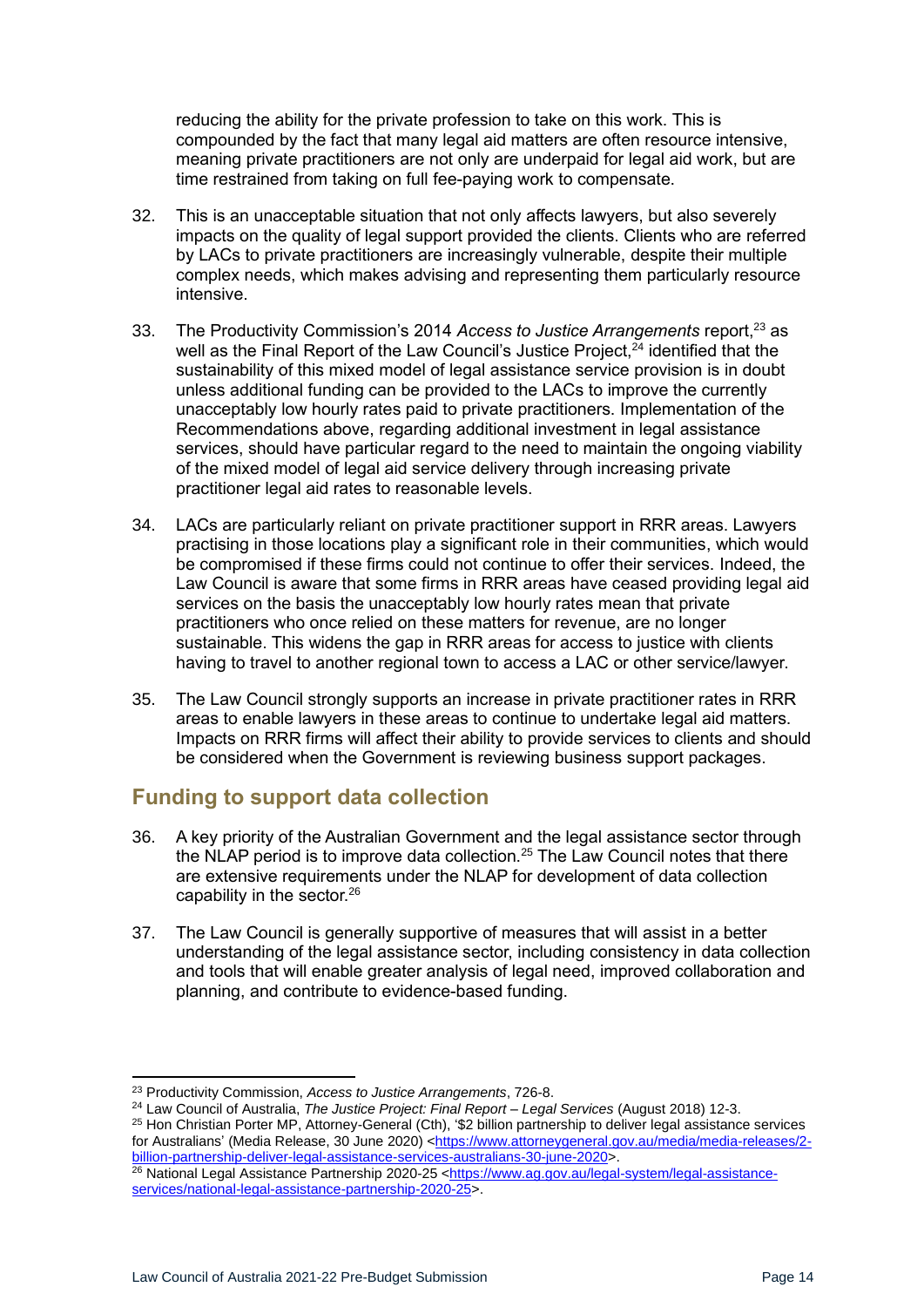reducing the ability for the private profession to take on this work. This is compounded by the fact that many legal aid matters are often resource intensive, meaning private practitioners are not only are underpaid for legal aid work, but are time restrained from taking on full fee-paying work to compensate.

32. This is an unacceptable situation that not only affects lawyers, but also severely impacts on the quality of legal support provided the clients. Clients who are referred by LACs to private practitioners are increasingly vulnerable, despite their multiple complex needs, which makes advising and representing them particularly resource intensive.

33. The Productivity Commission's 2014 *Access to Justice Arrangements* report,[23] as well as the Final Report of the Law Council's Justice Project,[24] identified that the sustainability of this mixed model of legal assistance service provision is in doubt unless additional funding can be provided to the LACs to improve the currently unacceptably low hourly rates paid to private practitioners. Implementation of the Recommendations above, regarding additional investment in legal assistance services, should have particular regard to the need to maintain the ongoing viability of the mixed model of legal aid service delivery through increasing private practitioner legal aid rates to reasonable levels.

34. LACs are particularly reliant on private practitioner support in RRR areas. Lawyers practising in those locations play a significant role in their communities, which would be compromised if these firms could not continue to offer their services. Indeed, the Law Council is aware that some firms in RRR areas have ceased providing legal aid services on the basis the unacceptably low hourly rates mean that private practitioners who once relied on these matters for revenue, are no longer sustainable. This widens the gap in RRR areas for access to justice with clients having to travel to another regional town to access a LAC or other service/lawyer.

35. The Law Council strongly supports an increase in private practitioner rates in RRR areas to enable lawyers in these areas to continue to undertake legal aid matters. Impacts on RRR firms will affect their ability to provide services to clients and should be considered when the Government is reviewing business support packages.

## Funding to support data collection

36. A key priority of the Australian Government and the legal assistance sector through the NLAP period is to improve data collection.[25] The Law Council notes that there are extensive requirements under the NLAP for development of data collection capability in the sector.[26]

37. The Law Council is generally supportive of measures that will assist in a better understanding of the legal assistance sector, including consistency in data collection and tools that will enable greater analysis of legal need, improved collaboration and planning, and contribute to evidence-based funding.

---

[23] Productivity Commission, *Access to Justice Arrangements*, 726-8.

[24] Law Council of Australia, *The Justice Project: Final Report – Legal Services* (August 2018) 12-3.

[25] Hon Christian Porter MP, Attorney-General (Cth), '$2 billion partnership to deliver legal assistance services for Australians' (Media Release, 30 June 2020) <https://www.attorneygeneral.gov.au/media/media-releases/2-billion-partnership-deliver-legal-assistance-services-australians-30-june-2020>.

[26] National Legal Assistance Partnership 2020-25 <https://www.ag.gov.au/legal-system/legal-assistance-services/national-legal-assistance-partnership-2020-25>.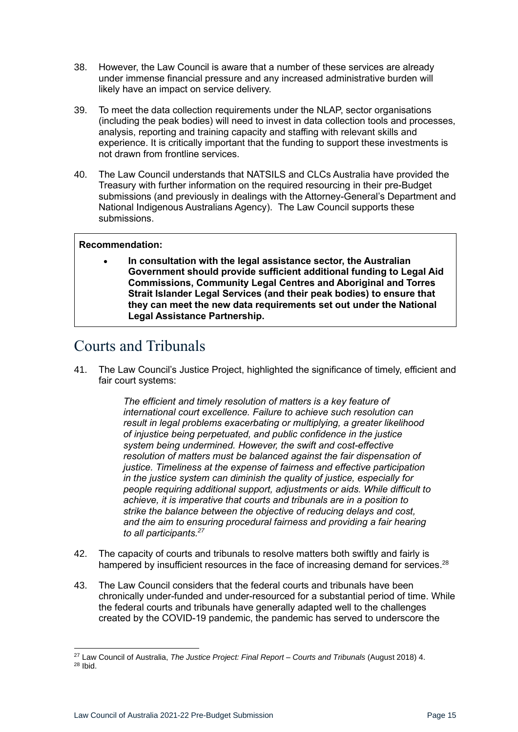38. However, the Law Council is aware that a number of these services are already under immense financial pressure and any increased administrative burden will likely have an impact on service delivery.

39. To meet the data collection requirements under the NLAP, sector organisations (including the peak bodies) will need to invest in data collection tools and processes, analysis, reporting and training capacity and staffing with relevant skills and experience. It is critically important that the funding to support these investments is not drawn from frontline services.

40. The Law Council understands that NATSILS and CLCs Australia have provided the Treasury with further information on the required resourcing in their pre-Budget submissions (and previously in dealings with the Attorney-General's Department and National Indigenous Australians Agency). The Law Council supports these submissions.

> **Recommendation:**
>
> - **In consultation with the legal assistance sector, the Australian Government should provide sufficient additional funding to Legal Aid Commissions, Community Legal Centres and Aboriginal and Torres Strait Islander Legal Services (and their peak bodies) to ensure that they can meet the new data requirements set out under the National Legal Assistance Partnership.**

# Courts and Tribunals

41. The Law Council's Justice Project, highlighted the significance of timely, efficient and fair court systems:

> *The efficient and timely resolution of matters is a key feature of international court excellence. Failure to achieve such resolution can result in legal problems exacerbating or multiplying, a greater likelihood of injustice being perpetuated, and public confidence in the justice system being undermined. However, the swift and cost-effective resolution of matters must be balanced against the fair dispensation of justice. Timeliness at the expense of fairness and effective participation in the justice system can diminish the quality of justice, especially for people requiring additional support, adjustments or aids. While difficult to achieve, it is imperative that courts and tribunals are in a position to strike the balance between the objective of reducing delays and cost, and the aim to ensuring procedural fairness and providing a fair hearing to all participants.*[27]

42. The capacity of courts and tribunals to resolve matters both swiftly and fairly is hampered by insufficient resources in the face of increasing demand for services.[28]

43. The Law Council considers that the federal courts and tribunals have been chronically under-funded and under-resourced for a substantial period of time. While the federal courts and tribunals have generally adapted well to the challenges created by the COVID-19 pandemic, the pandemic has served to underscore the

---

[27] Law Council of Australia, *The Justice Project: Final Report – Courts and Tribunals* (August 2018) 4.

[28] Ibid.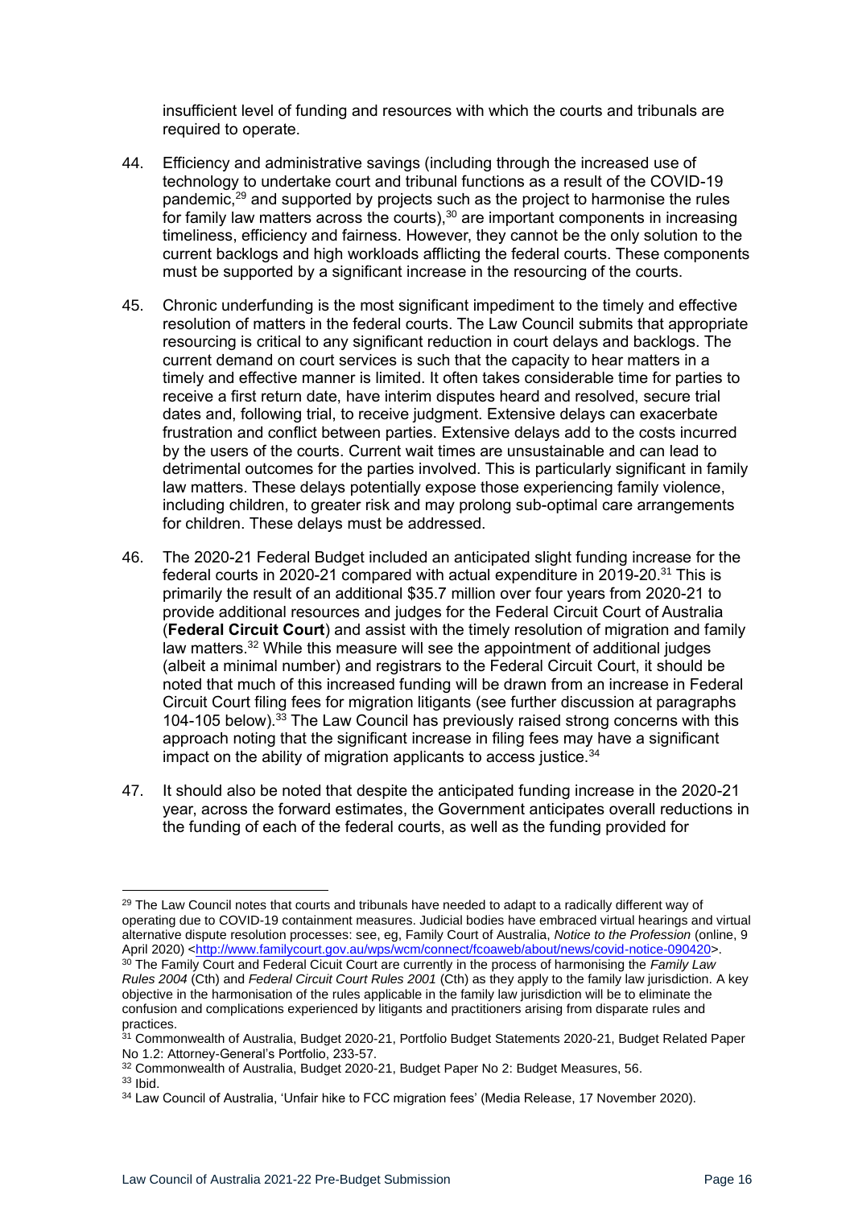insufficient level of funding and resources with which the courts and tribunals are required to operate.

44. Efficiency and administrative savings (including through the increased use of technology to undertake court and tribunal functions as a result of the COVID-19 pandemic,[29] and supported by projects such as the project to harmonise the rules for family law matters across the courts),[30] are important components in increasing timeliness, efficiency and fairness. However, they cannot be the only solution to the current backlogs and high workloads afflicting the federal courts. These components must be supported by a significant increase in the resourcing of the courts.

45. Chronic underfunding is the most significant impediment to the timely and effective resolution of matters in the federal courts. The Law Council submits that appropriate resourcing is critical to any significant reduction in court delays and backlogs. The current demand on court services is such that the capacity to hear matters in a timely and effective manner is limited. It often takes considerable time for parties to receive a first return date, have interim disputes heard and resolved, secure trial dates and, following trial, to receive judgment. Extensive delays can exacerbate frustration and conflict between parties. Extensive delays add to the costs incurred by the users of the courts. Current wait times are unsustainable and can lead to detrimental outcomes for the parties involved. This is particularly significant in family law matters. These delays potentially expose those experiencing family violence, including children, to greater risk and may prolong sub-optimal care arrangements for children. These delays must be addressed.

46. The 2020-21 Federal Budget included an anticipated slight funding increase for the federal courts in 2020-21 compared with actual expenditure in 2019-20.[31] This is primarily the result of an additional $35.7 million over four years from 2020-21 to provide additional resources and judges for the Federal Circuit Court of Australia (**Federal Circuit Court**) and assist with the timely resolution of migration and family law matters.[32] While this measure will see the appointment of additional judges (albeit a minimal number) and registrars to the Federal Circuit Court, it should be noted that much of this increased funding will be drawn from an increase in Federal Circuit Court filing fees for migration litigants (see further discussion at paragraphs 104-105 below).[33] The Law Council has previously raised strong concerns with this approach noting that the significant increase in filing fees may have a significant impact on the ability of migration applicants to access justice.[34]

47. It should also be noted that despite the anticipated funding increase in the 2020-21 year, across the forward estimates, the Government anticipates overall reductions in the funding of each of the federal courts, as well as the funding provided for

---

[29] The Law Council notes that courts and tribunals have needed to adapt to a radically different way of operating due to COVID-19 containment measures. Judicial bodies have embraced virtual hearings and virtual alternative dispute resolution processes: see, eg, Family Court of Australia, *Notice to the Profession* (online, 9 April 2020) <http://www.familycourt.gov.au/wps/wcm/connect/fcoaweb/about/news/covid-notice-090420>.

[30] The Family Court and Federal Cicuit Court are currently in the process of harmonising the *Family Law Rules 2004* (Cth) and *Federal Circuit Court Rules 2001* (Cth) as they apply to the family law jurisdiction. A key objective in the harmonisation of the rules applicable in the family law jurisdiction will be to eliminate the confusion and complications experienced by litigants and practitioners arising from disparate rules and practices.

[31] Commonwealth of Australia, Budget 2020-21, Portfolio Budget Statements 2020-21, Budget Related Paper No 1.2: Attorney-General's Portfolio, 233-57.

[32] Commonwealth of Australia, Budget 2020-21, Budget Paper No 2: Budget Measures, 56.

[33] Ibid.

[34] Law Council of Australia, 'Unfair hike to FCC migration fees' (Media Release, 17 November 2020).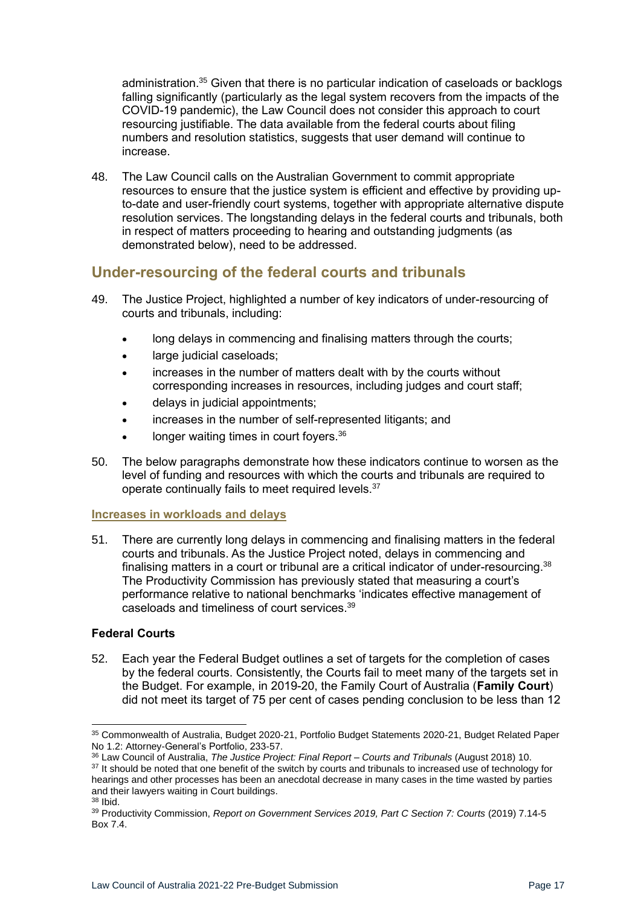administration.[35] Given that there is no particular indication of caseloads or backlogs falling significantly (particularly as the legal system recovers from the impacts of the COVID-19 pandemic), the Law Council does not consider this approach to court resourcing justifiable. The data available from the federal courts about filing numbers and resolution statistics, suggests that user demand will continue to increase.

48. The Law Council calls on the Australian Government to commit appropriate resources to ensure that the justice system is efficient and effective by providing up-to-date and user-friendly court systems, together with appropriate alternative dispute resolution services. The longstanding delays in the federal courts and tribunals, both in respect of matters proceeding to hearing and outstanding judgments (as demonstrated below), need to be addressed.

## Under-resourcing of the federal courts and tribunals

49. The Justice Project, highlighted a number of key indicators of under-resourcing of courts and tribunals, including:

- long delays in commencing and finalising matters through the courts;
- large judicial caseloads;
- increases in the number of matters dealt with by the courts without corresponding increases in resources, including judges and court staff;
- delays in judicial appointments;
- increases in the number of self-represented litigants; and
- longer waiting times in court foyers.[36]

50. The below paragraphs demonstrate how these indicators continue to worsen as the level of funding and resources with which the courts and tribunals are required to operate continually fails to meet required levels.[37]

### Increases in workloads and delays

51. There are currently long delays in commencing and finalising matters in the federal courts and tribunals. As the Justice Project noted, delays in commencing and finalising matters in a court or tribunal are a critical indicator of under-resourcing.[38] The Productivity Commission has previously stated that measuring a court's performance relative to national benchmarks 'indicates effective management of caseloads and timeliness of court services.[39]

#### Federal Courts

52. Each year the Federal Budget outlines a set of targets for the completion of cases by the federal courts. Consistently, the Courts fail to meet many of the targets set in the Budget. For example, in 2019-20, the Family Court of Australia (**Family Court**) did not meet its target of 75 per cent of cases pending conclusion to be less than 12

---

[35] Commonwealth of Australia, Budget 2020-21, Portfolio Budget Statements 2020-21, Budget Related Paper No 1.2: Attorney-General's Portfolio, 233-57.

[36] Law Council of Australia, *The Justice Project: Final Report – Courts and Tribunals* (August 2018) 10.

[37] It should be noted that one benefit of the switch by courts and tribunals to increased use of technology for hearings and other processes has been an anecdotal decrease in many cases in the time wasted by parties and their lawyers waiting in Court buildings.

[38] Ibid.

[39] Productivity Commission, *Report on Government Services 2019, Part C Section 7: Courts* (2019) 7.14-5 Box 7.4.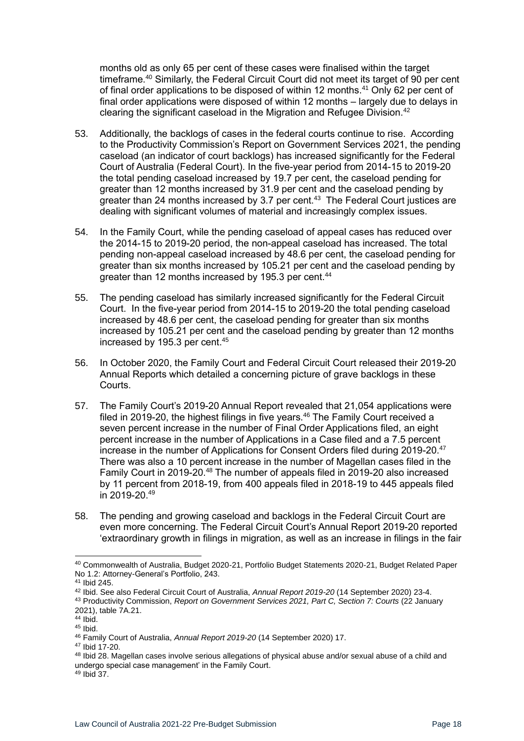months old as only 65 per cent of these cases were finalised within the target timeframe.[40] Similarly, the Federal Circuit Court did not meet its target of 90 per cent of final order applications to be disposed of within 12 months.[41] Only 62 per cent of final order applications were disposed of within 12 months – largely due to delays in clearing the significant caseload in the Migration and Refugee Division.[42]

53. Additionally, the backlogs of cases in the federal courts continue to rise. According to the Productivity Commission's Report on Government Services 2021, the pending caseload (an indicator of court backlogs) has increased significantly for the Federal Court of Australia (Federal Court). In the five-year period from 2014-15 to 2019-20 the total pending caseload increased by 19.7 per cent, the caseload pending for greater than 12 months increased by 31.9 per cent and the caseload pending by greater than 24 months increased by 3.7 per cent.[43] The Federal Court justices are dealing with significant volumes of material and increasingly complex issues.

54. In the Family Court, while the pending caseload of appeal cases has reduced over the 2014-15 to 2019-20 period, the non-appeal caseload has increased. The total pending non-appeal caseload increased by 48.6 per cent, the caseload pending for greater than six months increased by 105.21 per cent and the caseload pending by greater than 12 months increased by 195.3 per cent.[44]

55. The pending caseload has similarly increased significantly for the Federal Circuit Court. In the five-year period from 2014-15 to 2019-20 the total pending caseload increased by 48.6 per cent, the caseload pending for greater than six months increased by 105.21 per cent and the caseload pending by greater than 12 months increased by 195.3 per cent.[45]

56. In October 2020, the Family Court and Federal Circuit Court released their 2019-20 Annual Reports which detailed a concerning picture of grave backlogs in these Courts.

57. The Family Court's 2019-20 Annual Report revealed that 21,054 applications were filed in 2019-20, the highest filings in five years.[46] The Family Court received a seven percent increase in the number of Final Order Applications filed, an eight percent increase in the number of Applications in a Case filed and a 7.5 percent increase in the number of Applications for Consent Orders filed during 2019-20.[47] There was also a 10 percent increase in the number of Magellan cases filed in the Family Court in 2019-20.[48] The number of appeals filed in 2019-20 also increased by 11 percent from 2018-19, from 400 appeals filed in 2018-19 to 445 appeals filed in 2019-20.[49]

58. The pending and growing caseload and backlogs in the Federal Circuit Court are even more concerning. The Federal Circuit Court's Annual Report 2019-20 reported 'extraordinary growth in filings in migration, as well as an increase in filings in the fair

---

[40] Commonwealth of Australia, Budget 2020-21, Portfolio Budget Statements 2020-21, Budget Related Paper No 1.2: Attorney-General's Portfolio, 243.

[41] Ibid 245.

[42] Ibid. See also Federal Circuit Court of Australia, *Annual Report 2019-20* (14 September 2020) 23-4.

[43] Productivity Commission, *Report on Government Services 2021, Part C, Section 7: Courts* (22 January 2021), table 7A.21.

[44] Ibid.

[45] Ibid.

[46] Family Court of Australia, *Annual Report 2019-20* (14 September 2020) 17.

[47] Ibid 17-20.

[48] Ibid 28. Magellan cases involve serious allegations of physical abuse and/or sexual abuse of a child and undergo special case management' in the Family Court.

[49] Ibid 37.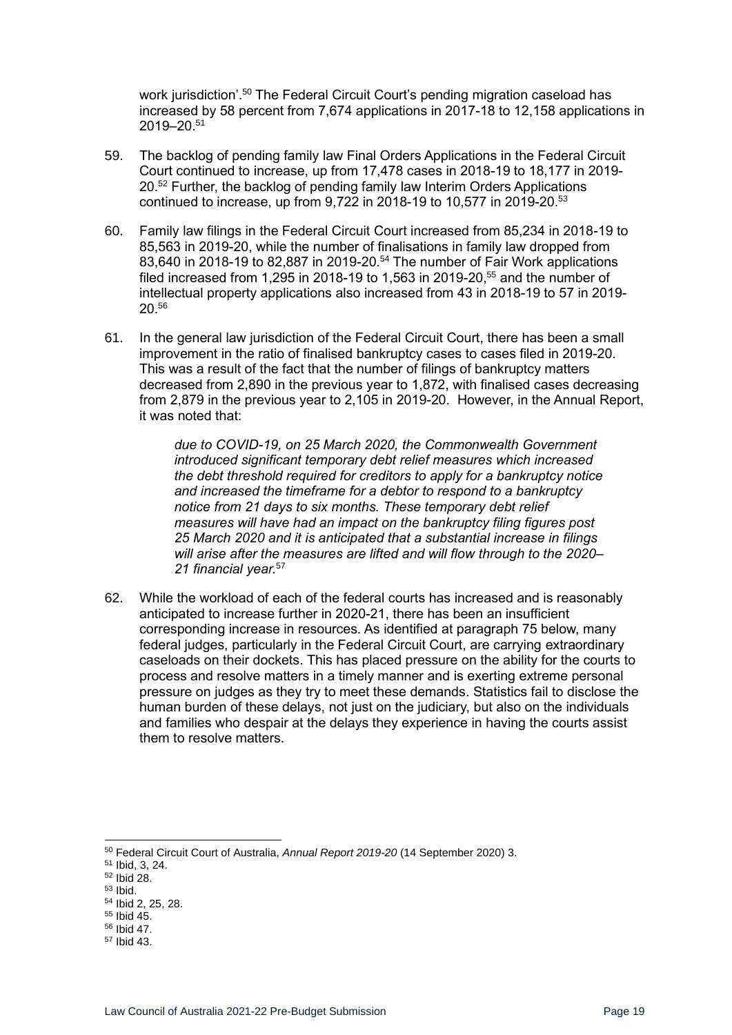work jurisdiction'.[50] The Federal Circuit Court's pending migration caseload has increased by 58 percent from 7,674 applications in 2017-18 to 12,158 applications in 2019–20.[51]

59. The backlog of pending family law Final Orders Applications in the Federal Circuit Court continued to increase, up from 17,478 cases in 2018-19 to 18,177 in 2019-20.[52] Further, the backlog of pending family law Interim Orders Applications continued to increase, up from 9,722 in 2018-19 to 10,577 in 2019-20.[53]

60. Family law filings in the Federal Circuit Court increased from 85,234 in 2018-19 to 85,563 in 2019-20, while the number of finalisations in family law dropped from 83,640 in 2018-19 to 82,887 in 2019-20.[54] The number of Fair Work applications filed increased from 1,295 in 2018-19 to 1,563 in 2019-20,[55] and the number of intellectual property applications also increased from 43 in 2018-19 to 57 in 2019-20.[56]

61. In the general law jurisdiction of the Federal Circuit Court, there has been a small improvement in the ratio of finalised bankruptcy cases to cases filed in 2019-20. This was a result of the fact that the number of filings of bankruptcy matters decreased from 2,890 in the previous year to 1,872, with finalised cases decreasing from 2,879 in the previous year to 2,105 in 2019-20. However, in the Annual Report, it was noted that:

> *due to COVID-19, on 25 March 2020, the Commonwealth Government introduced significant temporary debt relief measures which increased the debt threshold required for creditors to apply for a bankruptcy notice and increased the timeframe for a debtor to respond to a bankruptcy notice from 21 days to six months. These temporary debt relief measures will have had an impact on the bankruptcy filing figures post 25 March 2020 and it is anticipated that a substantial increase in filings will arise after the measures are lifted and will flow through to the 2020–21 financial year.*[57]

62. While the workload of each of the federal courts has increased and is reasonably anticipated to increase further in 2020-21, there has been an insufficient corresponding increase in resources. As identified at paragraph 75 below, many federal judges, particularly in the Federal Circuit Court, are carrying extraordinary caseloads on their dockets. This has placed pressure on the ability for the courts to process and resolve matters in a timely manner and is exerting extreme personal pressure on judges as they try to meet these demands. Statistics fail to disclose the human burden of these delays, not just on the judiciary, but also on the individuals and families who despair at the delays they experience in having the courts assist them to resolve matters.

---

[50] Federal Circuit Court of Australia, *Annual Report 2019-20* (14 September 2020) 3.
[51] Ibid, 3, 24.
[52] Ibid 28.
[53] Ibid.
[54] Ibid 2, 25, 28.
[55] Ibid 45.
[56] Ibid 47.
[57] Ibid 43.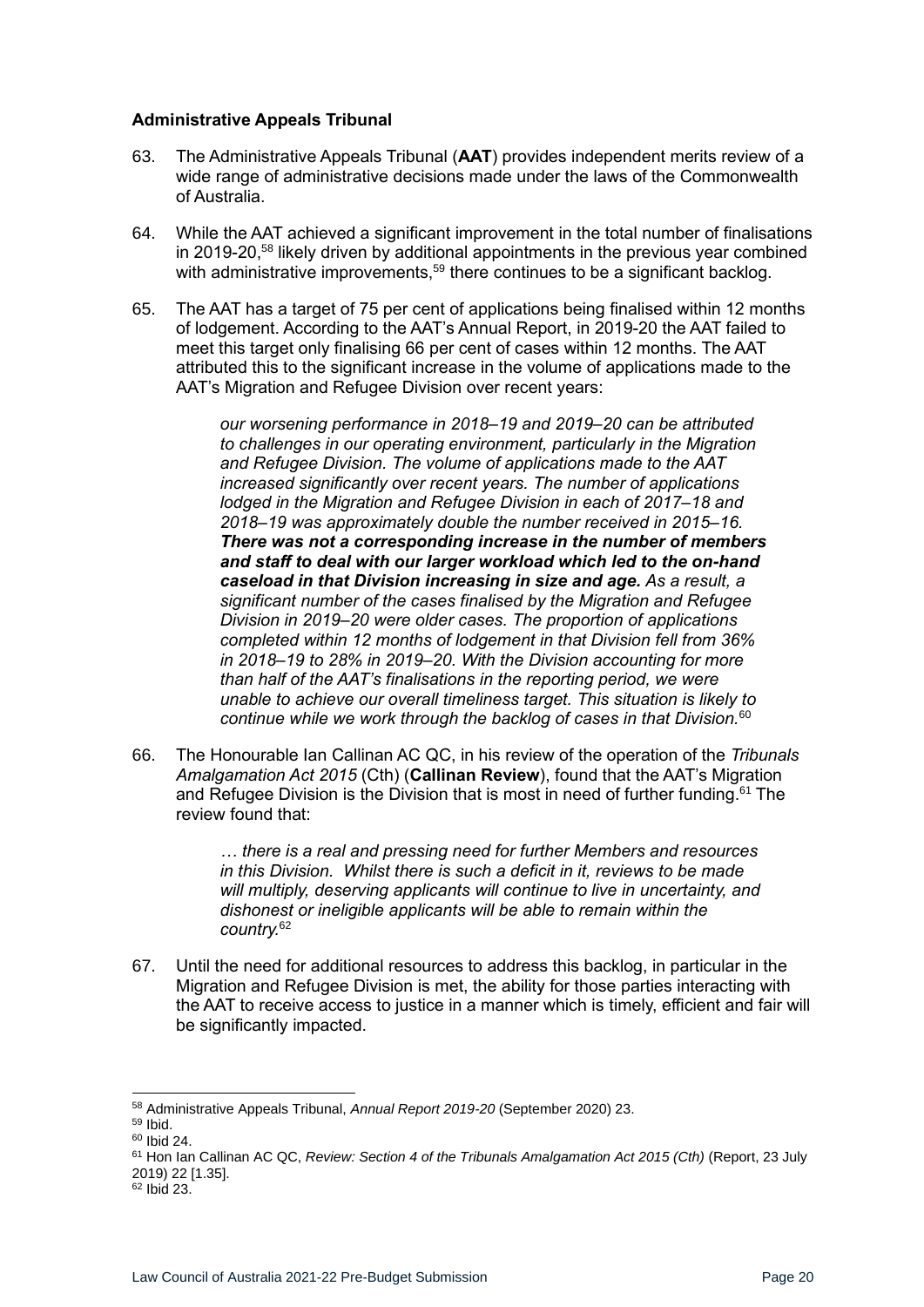### Administrative Appeals Tribunal

63. The Administrative Appeals Tribunal (**AAT**) provides independent merits review of a wide range of administrative decisions made under the laws of the Commonwealth of Australia.

64. While the AAT achieved a significant improvement in the total number of finalisations in 2019-20,[58] likely driven by additional appointments in the previous year combined with administrative improvements,[59] there continues to be a significant backlog.

65. The AAT has a target of 75 per cent of applications being finalised within 12 months of lodgement. According to the AAT's Annual Report, in 2019-20 the AAT failed to meet this target only finalising 66 per cent of cases within 12 months. The AAT attributed this to the significant increase in the volume of applications made to the AAT's Migration and Refugee Division over recent years:

> *our worsening performance in 2018–19 and 2019–20 can be attributed to challenges in our operating environment, particularly in the Migration and Refugee Division. The volume of applications made to the AAT increased significantly over recent years. The number of applications lodged in the Migration and Refugee Division in each of 2017–18 and 2018–19 was approximately double the number received in 2015–16.* ***There was not a corresponding increase in the number of members and staff to deal with our larger workload which led to the on-hand caseload in that Division increasing in size and age.*** *As a result, a significant number of the cases finalised by the Migration and Refugee Division in 2019–20 were older cases. The proportion of applications completed within 12 months of lodgement in that Division fell from 36% in 2018–19 to 28% in 2019–20. With the Division accounting for more than half of the AAT's finalisations in the reporting period, we were unable to achieve our overall timeliness target. This situation is likely to continue while we work through the backlog of cases in that Division.*[60]

66. The Honourable Ian Callinan AC QC, in his review of the operation of the *Tribunals Amalgamation Act 2015* (Cth) (**Callinan Review**), found that the AAT's Migration and Refugee Division is the Division that is most in need of further funding.[61] The review found that:

> *… there is a real and pressing need for further Members and resources in this Division. Whilst there is such a deficit in it, reviews to be made will multiply, deserving applicants will continue to live in uncertainty, and dishonest or ineligible applicants will be able to remain within the country.*[62]

67. Until the need for additional resources to address this backlog, in particular in the Migration and Refugee Division is met, the ability for those parties interacting with the AAT to receive access to justice in a manner which is timely, efficient and fair will be significantly impacted.

---

[58] Administrative Appeals Tribunal, *Annual Report 2019-20* (September 2020) 23.

[59] Ibid.

[60] Ibid 24.

[61] Hon Ian Callinan AC QC, *Review: Section 4 of the Tribunals Amalgamation Act 2015 (Cth)* (Report, 23 July 2019) 22 [1.35].

[62] Ibid 23.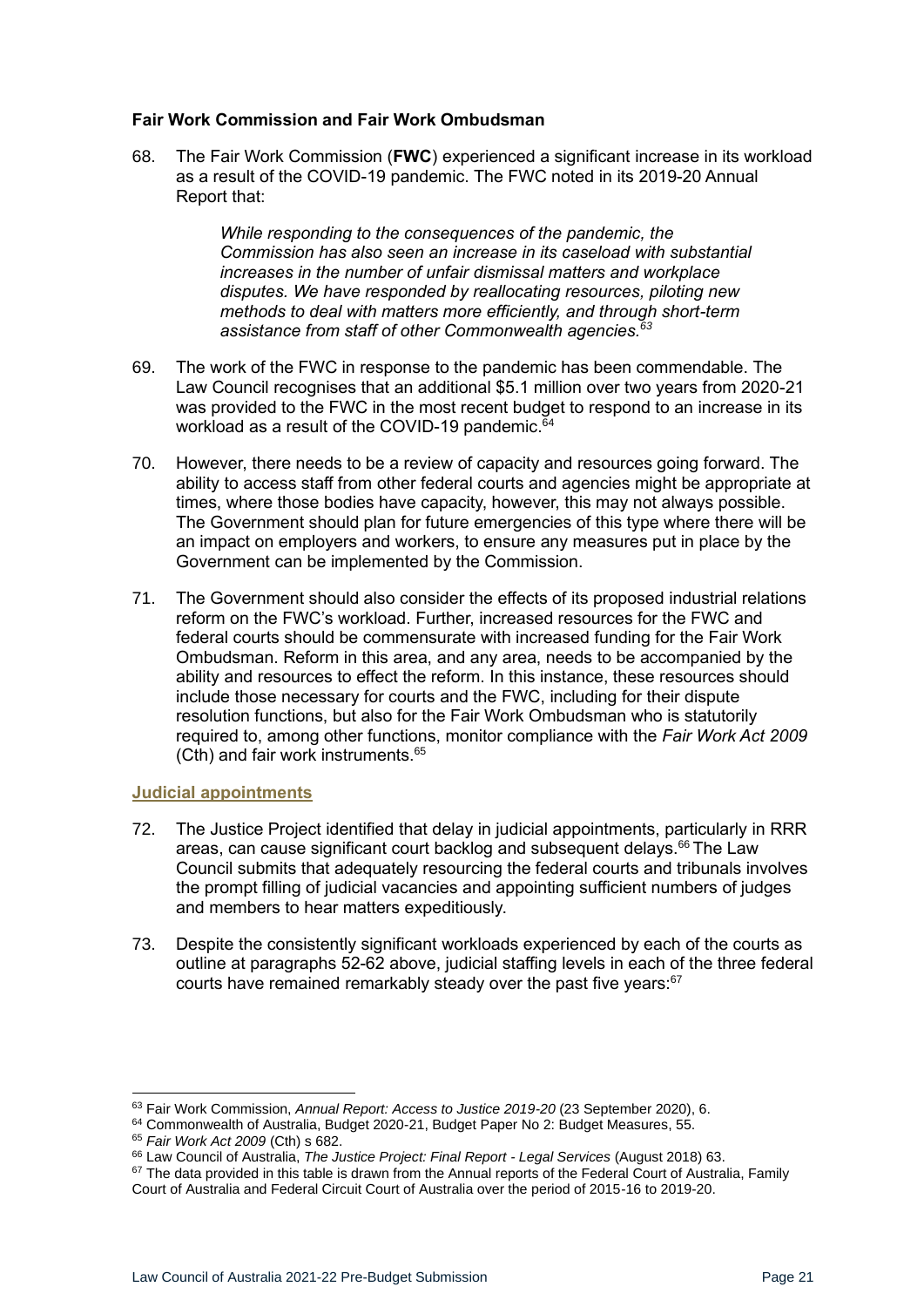### Fair Work Commission and Fair Work Ombudsman

68. The Fair Work Commission (**FWC**) experienced a significant increase in its workload as a result of the COVID-19 pandemic. The FWC noted in its 2019-20 Annual Report that:

> *While responding to the consequences of the pandemic, the Commission has also seen an increase in its caseload with substantial increases in the number of unfair dismissal matters and workplace disputes. We have responded by reallocating resources, piloting new methods to deal with matters more efficiently, and through short-term assistance from staff of other Commonwealth agencies.*[63]

69. The work of the FWC in response to the pandemic has been commendable. The Law Council recognises that an additional $5.1 million over two years from 2020-21 was provided to the FWC in the most recent budget to respond to an increase in its workload as a result of the COVID-19 pandemic.[64]

70. However, there needs to be a review of capacity and resources going forward. The ability to access staff from other federal courts and agencies might be appropriate at times, where those bodies have capacity, however, this may not always possible. The Government should plan for future emergencies of this type where there will be an impact on employers and workers, to ensure any measures put in place by the Government can be implemented by the Commission.

71. The Government should also consider the effects of its proposed industrial relations reform on the FWC's workload. Further, increased resources for the FWC and federal courts should be commensurate with increased funding for the Fair Work Ombudsman. Reform in this area, and any area, needs to be accompanied by the ability and resources to effect the reform. In this instance, these resources should include those necessary for courts and the FWC, including for their dispute resolution functions, but also for the Fair Work Ombudsman who is statutorily required to, among other functions, monitor compliance with the *Fair Work Act 2009* (Cth) and fair work instruments.[65]

### Judicial appointments

72. The Justice Project identified that delay in judicial appointments, particularly in RRR areas, can cause significant court backlog and subsequent delays.[66] The Law Council submits that adequately resourcing the federal courts and tribunals involves the prompt filling of judicial vacancies and appointing sufficient numbers of judges and members to hear matters expeditiously.

73. Despite the consistently significant workloads experienced by each of the courts as outline at paragraphs 52-62 above, judicial staffing levels in each of the three federal courts have remained remarkably steady over the past five years:[67]

---

[63] Fair Work Commission, *Annual Report: Access to Justice 2019-20* (23 September 2020), 6.

[64] Commonwealth of Australia, Budget 2020-21, Budget Paper No 2: Budget Measures, 55.

[65] *Fair Work Act 2009* (Cth) s 682.

[66] Law Council of Australia, *The Justice Project: Final Report - Legal Services* (August 2018) 63.

[67] The data provided in this table is drawn from the Annual reports of the Federal Court of Australia, Family Court of Australia and Federal Circuit Court of Australia over the period of 2015-16 to 2019-20.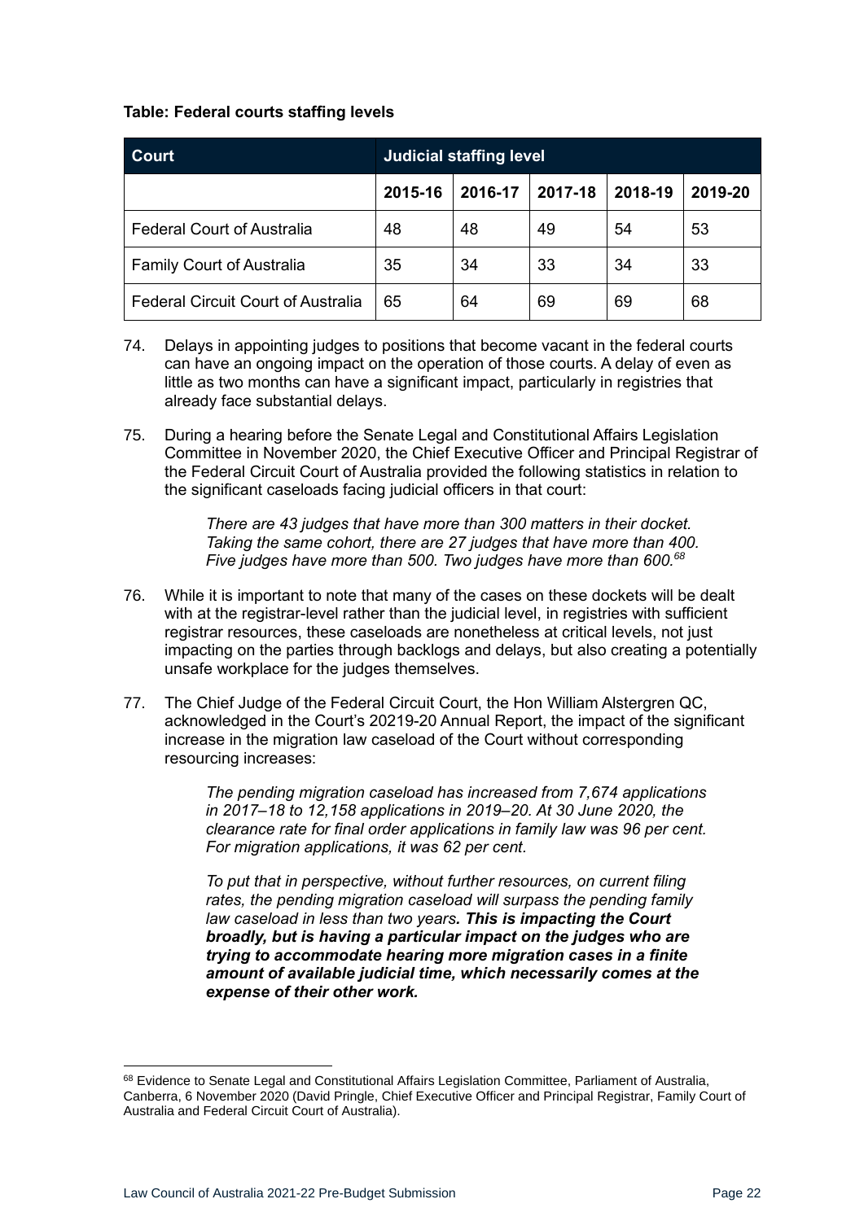**Table: Federal courts staffing levels**

| Court | Judicial staffing level | | | | |
|---|---|---|---|---|---|
| | 2015-16 | 2016-17 | 2017-18 | 2018-19 | 2019-20 |
| Federal Court of Australia | 48 | 48 | 49 | 54 | 53 |
| Family Court of Australia | 35 | 34 | 33 | 34 | 33 |
| Federal Circuit Court of Australia | 65 | 64 | 69 | 69 | 68 |

74. Delays in appointing judges to positions that become vacant in the federal courts can have an ongoing impact on the operation of those courts. A delay of even as little as two months can have a significant impact, particularly in registries that already face substantial delays.

75. During a hearing before the Senate Legal and Constitutional Affairs Legislation Committee in November 2020, the Chief Executive Officer and Principal Registrar of the Federal Circuit Court of Australia provided the following statistics in relation to the significant caseloads facing judicial officers in that court:

> *There are 43 judges that have more than 300 matters in their docket. Taking the same cohort, there are 27 judges that have more than 400. Five judges have more than 500. Two judges have more than 600.*[68]

76. While it is important to note that many of the cases on these dockets will be dealt with at the registrar-level rather than the judicial level, in registries with sufficient registrar resources, these caseloads are nonetheless at critical levels, not just impacting on the parties through backlogs and delays, but also creating a potentially unsafe workplace for the judges themselves.

77. The Chief Judge of the Federal Circuit Court, the Hon William Alstergren QC, acknowledged in the Court's 20219-20 Annual Report, the impact of the significant increase in the migration law caseload of the Court without corresponding resourcing increases:

> *The pending migration caseload has increased from 7,674 applications in 2017–18 to 12,158 applications in 2019–20. At 30 June 2020, the clearance rate for final order applications in family law was 96 per cent. For migration applications, it was 62 per cent.*
>
> *To put that in perspective, without further resources, on current filing rates, the pending migration caseload will surpass the pending family law caseload in less than two years.* ***This is impacting the Court broadly, but is having a particular impact on the judges who are trying to accommodate hearing more migration cases in a finite amount of available judicial time, which necessarily comes at the expense of their other work.***

---

[68] Evidence to Senate Legal and Constitutional Affairs Legislation Committee, Parliament of Australia, Canberra, 6 November 2020 (David Pringle, Chief Executive Officer and Principal Registrar, Family Court of Australia and Federal Circuit Court of Australia).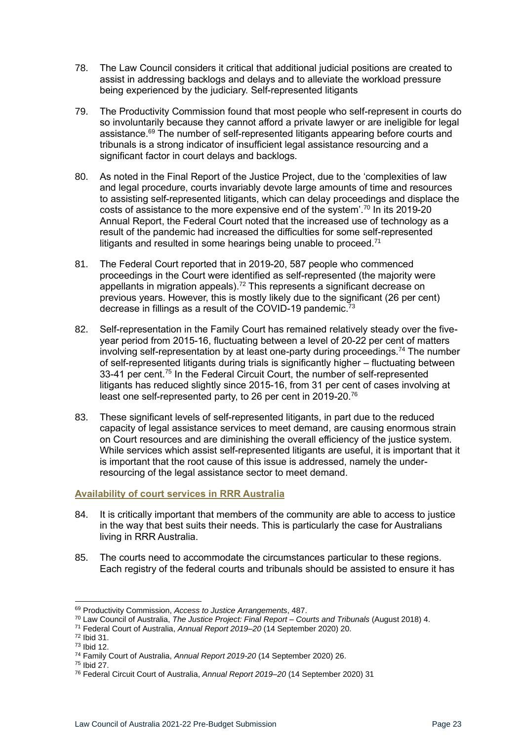78. The Law Council considers it critical that additional judicial positions are created to assist in addressing backlogs and delays and to alleviate the workload pressure being experienced by the judiciary. Self-represented litigants

79. The Productivity Commission found that most people who self-represent in courts do so involuntarily because they cannot afford a private lawyer or are ineligible for legal assistance.[69] The number of self-represented litigants appearing before courts and tribunals is a strong indicator of insufficient legal assistance resourcing and a significant factor in court delays and backlogs.

80. As noted in the Final Report of the Justice Project, due to the 'complexities of law and legal procedure, courts invariably devote large amounts of time and resources to assisting self-represented litigants, which can delay proceedings and displace the costs of assistance to the more expensive end of the system'.[70] In its 2019-20 Annual Report, the Federal Court noted that the increased use of technology as a result of the pandemic had increased the difficulties for some self-represented litigants and resulted in some hearings being unable to proceed.[71]

81. The Federal Court reported that in 2019-20, 587 people who commenced proceedings in the Court were identified as self-represented (the majority were appellants in migration appeals).[72] This represents a significant decrease on previous years. However, this is mostly likely due to the significant (26 per cent) decrease in fillings as a result of the COVID-19 pandemic.[73]

82. Self-representation in the Family Court has remained relatively steady over the five-year period from 2015-16, fluctuating between a level of 20-22 per cent of matters involving self-representation by at least one-party during proceedings.[74] The number of self-represented litigants during trials is significantly higher – fluctuating between 33-41 per cent.[75] In the Federal Circuit Court, the number of self-represented litigants has reduced slightly since 2015-16, from 31 per cent of cases involving at least one self-represented party, to 26 per cent in 2019-20.[76]

83. These significant levels of self-represented litigants, in part due to the reduced capacity of legal assistance services to meet demand, are causing enormous strain on Court resources and are diminishing the overall efficiency of the justice system. While services which assist self-represented litigants are useful, it is important that it is important that the root cause of this issue is addressed, namely the under-resourcing of the legal assistance sector to meet demand.

### Availability of court services in RRR Australia

84. It is critically important that members of the community are able to access to justice in the way that best suits their needs. This is particularly the case for Australians living in RRR Australia.

85. The courts need to accommodate the circumstances particular to these regions. Each registry of the federal courts and tribunals should be assisted to ensure it has

---

[69] Productivity Commission, *Access to Justice Arrangements*, 487.

[70] Law Council of Australia, *The Justice Project: Final Report – Courts and Tribunals* (August 2018) 4.

[71] Federal Court of Australia, *Annual Report 2019–20* (14 September 2020) 20.

[72] Ibid 31.

[73] Ibid 12.

[74] Family Court of Australia, *Annual Report 2019-20* (14 September 2020) 26.

[75] Ibid 27.

[76] Federal Circuit Court of Australia, *Annual Report 2019–20* (14 September 2020) 31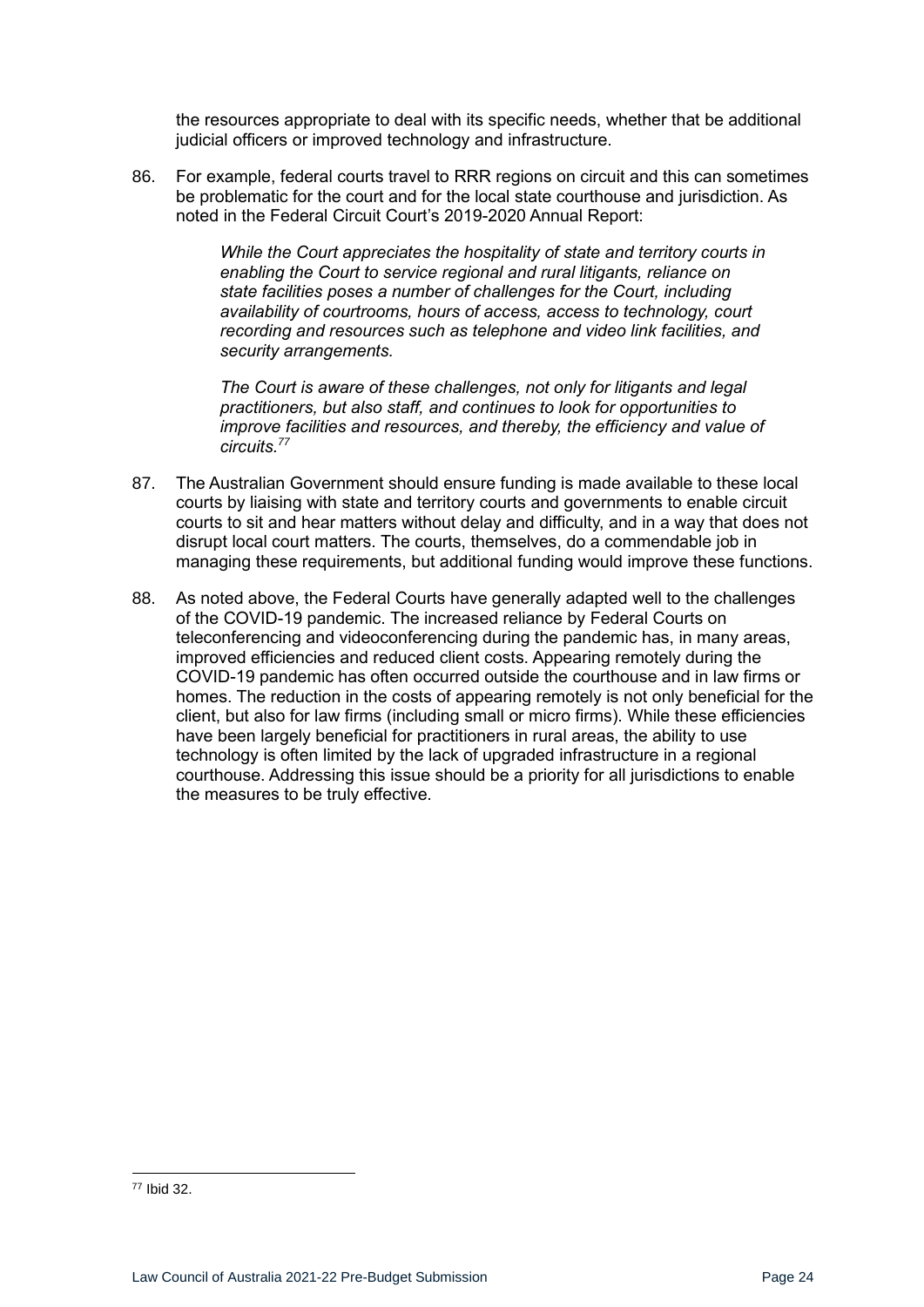the resources appropriate to deal with its specific needs, whether that be additional judicial officers or improved technology and infrastructure.

86. For example, federal courts travel to RRR regions on circuit and this can sometimes be problematic for the court and for the local state courthouse and jurisdiction. As noted in the Federal Circuit Court's 2019-2020 Annual Report:

> *While the Court appreciates the hospitality of state and territory courts in enabling the Court to service regional and rural litigants, reliance on state facilities poses a number of challenges for the Court, including availability of courtrooms, hours of access, access to technology, court recording and resources such as telephone and video link facilities, and security arrangements.*
>
> *The Court is aware of these challenges, not only for litigants and legal practitioners, but also staff, and continues to look for opportunities to improve facilities and resources, and thereby, the efficiency and value of circuits.*[77]

87. The Australian Government should ensure funding is made available to these local courts by liaising with state and territory courts and governments to enable circuit courts to sit and hear matters without delay and difficulty, and in a way that does not disrupt local court matters. The courts, themselves, do a commendable job in managing these requirements, but additional funding would improve these functions.

88. As noted above, the Federal Courts have generally adapted well to the challenges of the COVID-19 pandemic. The increased reliance by Federal Courts on teleconferencing and videoconferencing during the pandemic has, in many areas, improved efficiencies and reduced client costs. Appearing remotely during the COVID-19 pandemic has often occurred outside the courthouse and in law firms or homes. The reduction in the costs of appearing remotely is not only beneficial for the client, but also for law firms (including small or micro firms). While these efficiencies have been largely beneficial for practitioners in rural areas, the ability to use technology is often limited by the lack of upgraded infrastructure in a regional courthouse. Addressing this issue should be a priority for all jurisdictions to enable the measures to be truly effective.

---

[77] Ibid 32.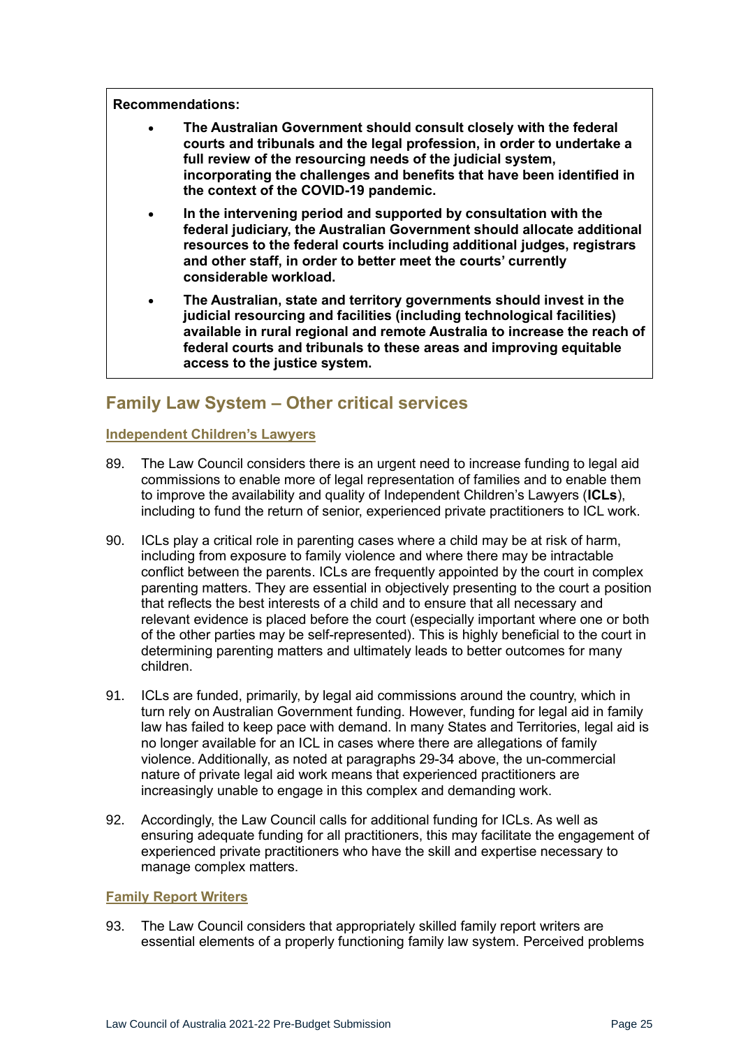**Recommendations:**

- **The Australian Government should consult closely with the federal courts and tribunals and the legal profession, in order to undertake a full review of the resourcing needs of the judicial system, incorporating the challenges and benefits that have been identified in the context of the COVID-19 pandemic.**
- **In the intervening period and supported by consultation with the federal judiciary, the Australian Government should allocate additional resources to the federal courts including additional judges, registrars and other staff, in order to better meet the courts' currently considerable workload.**
- **The Australian, state and territory governments should invest in the judicial resourcing and facilities (including technological facilities) available in rural regional and remote Australia to increase the reach of federal courts and tribunals to these areas and improving equitable access to the justice system.**

## Family Law System – Other critical services

### Independent Children's Lawyers

89. The Law Council considers there is an urgent need to increase funding to legal aid commissions to enable more of legal representation of families and to enable them to improve the availability and quality of Independent Children's Lawyers (**ICLs**), including to fund the return of senior, experienced private practitioners to ICL work.

90. ICLs play a critical role in parenting cases where a child may be at risk of harm, including from exposure to family violence and where there may be intractable conflict between the parents. ICLs are frequently appointed by the court in complex parenting matters. They are essential in objectively presenting to the court a position that reflects the best interests of a child and to ensure that all necessary and relevant evidence is placed before the court (especially important where one or both of the other parties may be self-represented). This is highly beneficial to the court in determining parenting matters and ultimately leads to better outcomes for many children.

91. ICLs are funded, primarily, by legal aid commissions around the country, which in turn rely on Australian Government funding. However, funding for legal aid in family law has failed to keep pace with demand. In many States and Territories, legal aid is no longer available for an ICL in cases where there are allegations of family violence. Additionally, as noted at paragraphs 29-34 above, the un-commercial nature of private legal aid work means that experienced practitioners are increasingly unable to engage in this complex and demanding work.

92. Accordingly, the Law Council calls for additional funding for ICLs. As well as ensuring adequate funding for all practitioners, this may facilitate the engagement of experienced private practitioners who have the skill and expertise necessary to manage complex matters.

### Family Report Writers

93. The Law Council considers that appropriately skilled family report writers are essential elements of a properly functioning family law system. Perceived problems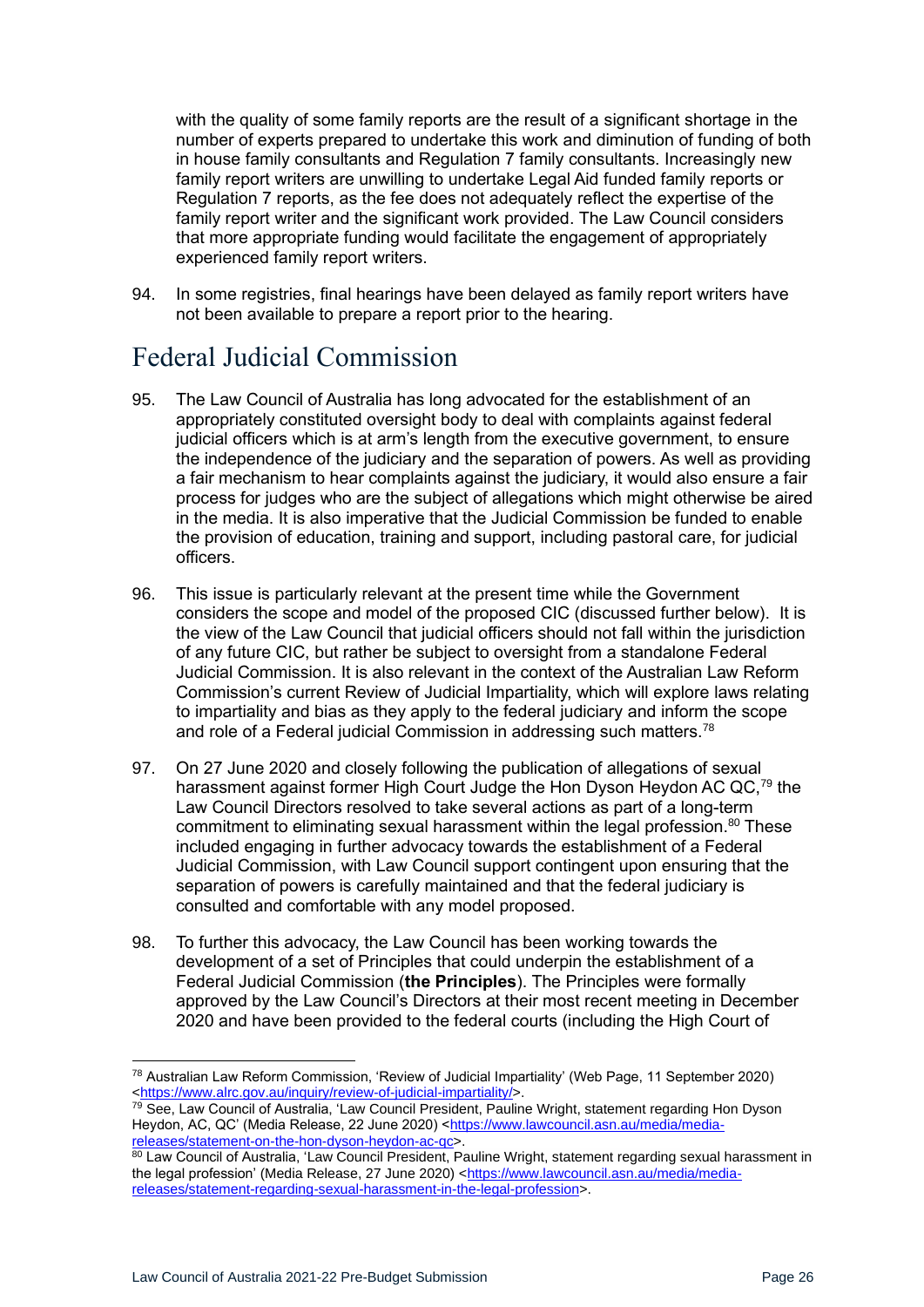with the quality of some family reports are the result of a significant shortage in the number of experts prepared to undertake this work and diminution of funding of both in house family consultants and Regulation 7 family consultants. Increasingly new family report writers are unwilling to undertake Legal Aid funded family reports or Regulation 7 reports, as the fee does not adequately reflect the expertise of the family report writer and the significant work provided. The Law Council considers that more appropriate funding would facilitate the engagement of appropriately experienced family report writers.

94. In some registries, final hearings have been delayed as family report writers have not been available to prepare a report prior to the hearing.

## Federal Judicial Commission

95. The Law Council of Australia has long advocated for the establishment of an appropriately constituted oversight body to deal with complaints against federal judicial officers which is at arm's length from the executive government, to ensure the independence of the judiciary and the separation of powers. As well as providing a fair mechanism to hear complaints against the judiciary, it would also ensure a fair process for judges who are the subject of allegations which might otherwise be aired in the media. It is also imperative that the Judicial Commission be funded to enable the provision of education, training and support, including pastoral care, for judicial officers.

96. This issue is particularly relevant at the present time while the Government considers the scope and model of the proposed CIC (discussed further below). It is the view of the Law Council that judicial officers should not fall within the jurisdiction of any future CIC, but rather be subject to oversight from a standalone Federal Judicial Commission. It is also relevant in the context of the Australian Law Reform Commission's current Review of Judicial Impartiality, which will explore laws relating to impartiality and bias as they apply to the federal judiciary and inform the scope and role of a Federal judicial Commission in addressing such matters.[78]

97. On 27 June 2020 and closely following the publication of allegations of sexual harassment against former High Court Judge the Hon Dyson Heydon AC QC,[79] the Law Council Directors resolved to take several actions as part of a long-term commitment to eliminating sexual harassment within the legal profession.[80] These included engaging in further advocacy towards the establishment of a Federal Judicial Commission, with Law Council support contingent upon ensuring that the separation of powers is carefully maintained and that the federal judiciary is consulted and comfortable with any model proposed.

98. To further this advocacy, the Law Council has been working towards the development of a set of Principles that could underpin the establishment of a Federal Judicial Commission (**the Principles**). The Principles were formally approved by the Law Council's Directors at their most recent meeting in December 2020 and have been provided to the federal courts (including the High Court of

---

[78] Australian Law Reform Commission, 'Review of Judicial Impartiality' (Web Page, 11 September 2020) <https://www.alrc.gov.au/inquiry/review-of-judicial-impartiality/>.

[79] See, Law Council of Australia, 'Law Council President, Pauline Wright, statement regarding Hon Dyson Heydon, AC, QC' (Media Release, 22 June 2020) <https://www.lawcouncil.asn.au/media/media-releases/statement-on-the-hon-dyson-heydon-ac-qc>.

[80] Law Council of Australia, 'Law Council President, Pauline Wright, statement regarding sexual harassment in the legal profession' (Media Release, 27 June 2020) <https://www.lawcouncil.asn.au/media/media-releases/statement-regarding-sexual-harassment-in-the-legal-profession>.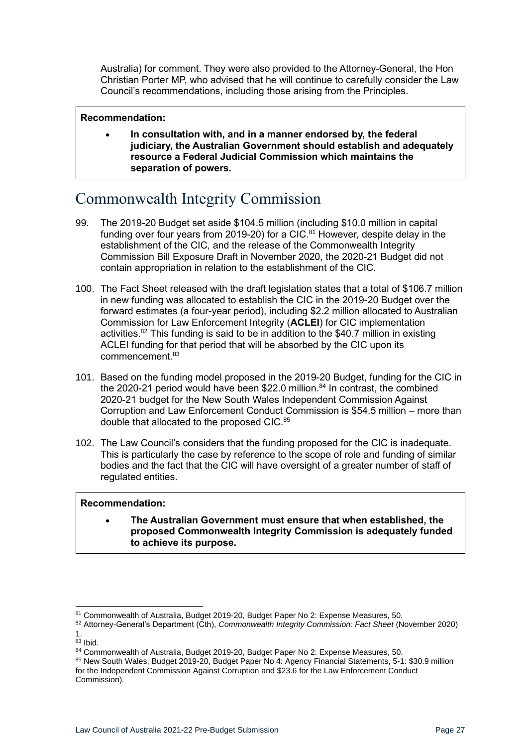Australia) for comment. They were also provided to the Attorney-General, the Hon Christian Porter MP, who advised that he will continue to carefully consider the Law Council's recommendations, including those arising from the Principles.

> **Recommendation:**
>
> - **In consultation with, and in a manner endorsed by, the federal judiciary, the Australian Government should establish and adequately resource a Federal Judicial Commission which maintains the separation of powers.**

## Commonwealth Integrity Commission

99. The 2019-20 Budget set aside $104.5 million (including $10.0 million in capital funding over four years from 2019-20) for a CIC.[81] However, despite delay in the establishment of the CIC, and the release of the Commonwealth Integrity Commission Bill Exposure Draft in November 2020, the 2020-21 Budget did not contain appropriation in relation to the establishment of the CIC.

100. The Fact Sheet released with the draft legislation states that a total of $106.7 million in new funding was allocated to establish the CIC in the 2019-20 Budget over the forward estimates (a four-year period), including $2.2 million allocated to Australian Commission for Law Enforcement Integrity (**ACLEI**) for CIC implementation activities.[82] This funding is said to be in addition to the $40.7 million in existing ACLEI funding for that period that will be absorbed by the CIC upon its commencement.[83]

101. Based on the funding model proposed in the 2019-20 Budget, funding for the CIC in the 2020-21 period would have been $22.0 million.[84] In contrast, the combined 2020-21 budget for the New South Wales Independent Commission Against Corruption and Law Enforcement Conduct Commission is $54.5 million – more than double that allocated to the proposed CIC.[85]

102. The Law Council's considers that the funding proposed for the CIC is inadequate. This is particularly the case by reference to the scope of role and funding of similar bodies and the fact that the CIC will have oversight of a greater number of staff of regulated entities.

> **Recommendation:**
>
> - **The Australian Government must ensure that when established, the proposed Commonwealth Integrity Commission is adequately funded to achieve its purpose.**

---

[81] Commonwealth of Australia, Budget 2019-20, Budget Paper No 2: Expense Measures, 50.

[82] Attorney-General's Department (Cth), *Commonwealth Integrity Commission: Fact Sheet* (November 2020) 1.

[83] Ibid.

[84] Commonwealth of Australia, Budget 2019-20, Budget Paper No 2: Expense Measures, 50.

[85] New South Wales, Budget 2019-20, Budget Paper No 4: Agency Financial Statements, 5-1: $30.9 million for the Independent Commission Against Corruption and $23.6 for the Law Enforcement Conduct Commission).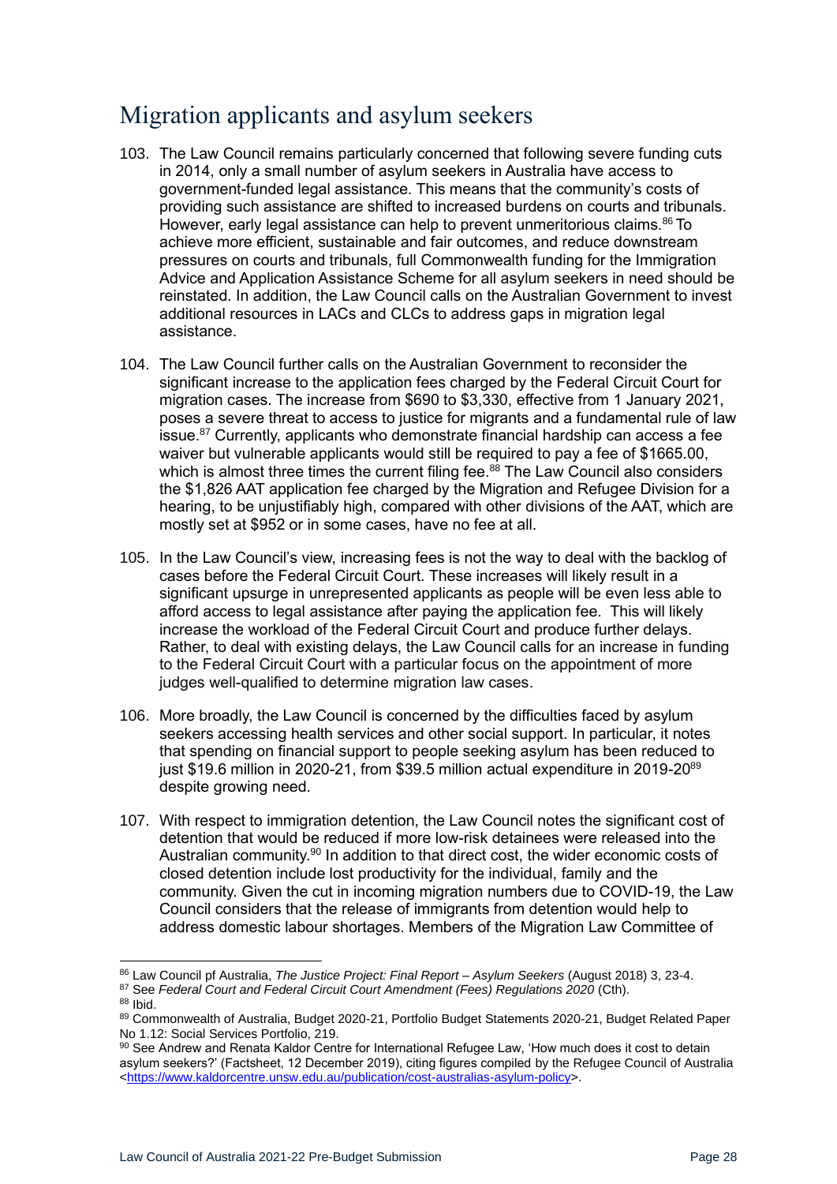## Migration applicants and asylum seekers

103. The Law Council remains particularly concerned that following severe funding cuts in 2014, only a small number of asylum seekers in Australia have access to government-funded legal assistance. This means that the community's costs of providing such assistance are shifted to increased burdens on courts and tribunals. However, early legal assistance can help to prevent unmeritorious claims.[86] To achieve more efficient, sustainable and fair outcomes, and reduce downstream pressures on courts and tribunals, full Commonwealth funding for the Immigration Advice and Application Assistance Scheme for all asylum seekers in need should be reinstated. In addition, the Law Council calls on the Australian Government to invest additional resources in LACs and CLCs to address gaps in migration legal assistance.

104. The Law Council further calls on the Australian Government to reconsider the significant increase to the application fees charged by the Federal Circuit Court for migration cases. The increase from $690 to $3,330, effective from 1 January 2021, poses a severe threat to access to justice for migrants and a fundamental rule of law issue.[87] Currently, applicants who demonstrate financial hardship can access a fee waiver but vulnerable applicants would still be required to pay a fee of $1665.00, which is almost three times the current filing fee.[88] The Law Council also considers the $1,826 AAT application fee charged by the Migration and Refugee Division for a hearing, to be unjustifiably high, compared with other divisions of the AAT, which are mostly set at $952 or in some cases, have no fee at all.

105. In the Law Council's view, increasing fees is not the way to deal with the backlog of cases before the Federal Circuit Court. These increases will likely result in a significant upsurge in unrepresented applicants as people will be even less able to afford access to legal assistance after paying the application fee. This will likely increase the workload of the Federal Circuit Court and produce further delays. Rather, to deal with existing delays, the Law Council calls for an increase in funding to the Federal Circuit Court with a particular focus on the appointment of more judges well-qualified to determine migration law cases.

106. More broadly, the Law Council is concerned by the difficulties faced by asylum seekers accessing health services and other social support. In particular, it notes that spending on financial support to people seeking asylum has been reduced to just $19.6 million in 2020-21, from $39.5 million actual expenditure in 2019-20[89] despite growing need.

107. With respect to immigration detention, the Law Council notes the significant cost of detention that would be reduced if more low-risk detainees were released into the Australian community.[90] In addition to that direct cost, the wider economic costs of closed detention include lost productivity for the individual, family and the community. Given the cut in incoming migration numbers due to COVID-19, the Law Council considers that the release of immigrants from detention would help to address domestic labour shortages. Members of the Migration Law Committee of

---

[86] Law Council pf Australia, *The Justice Project: Final Report – Asylum Seekers* (August 2018) 3, 23-4.

[87] See *Federal Court and Federal Circuit Court Amendment (Fees) Regulations 2020* (Cth).

[88] Ibid.

[89] Commonwealth of Australia, Budget 2020-21, Portfolio Budget Statements 2020-21, Budget Related Paper No 1.12: Social Services Portfolio, 219.

[90] See Andrew and Renata Kaldor Centre for International Refugee Law, 'How much does it cost to detain asylum seekers?' (Factsheet, 12 December 2019), citing figures compiled by the Refugee Council of Australia <https://www.kaldorcentre.unsw.edu.au/publication/cost-australias-asylum-policy>.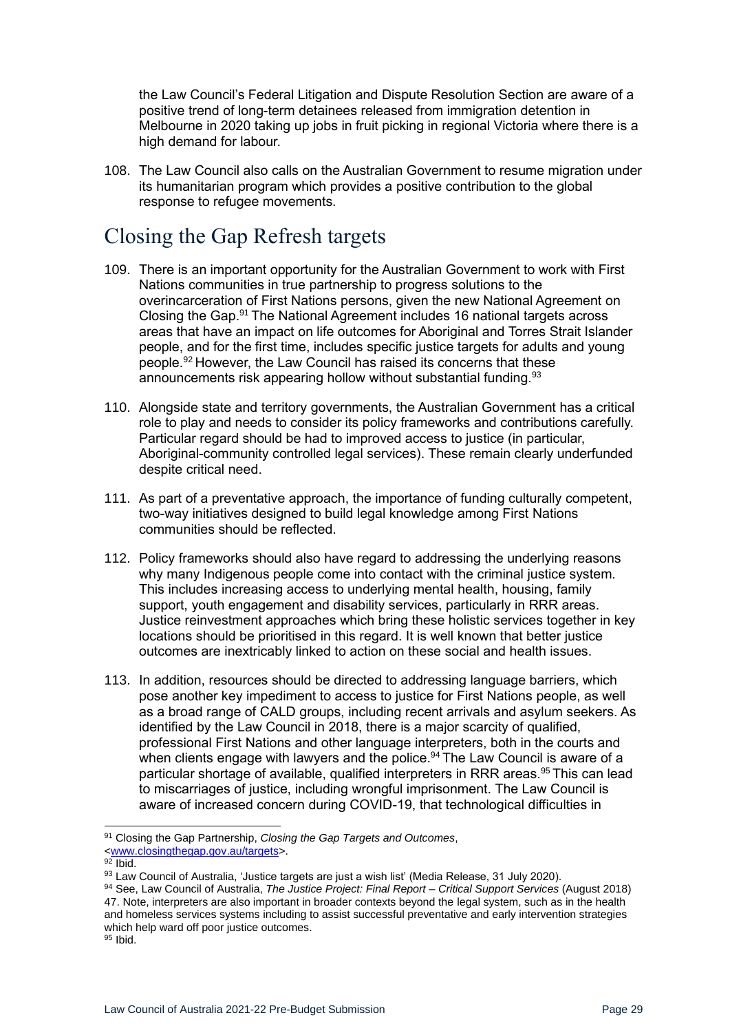the Law Council's Federal Litigation and Dispute Resolution Section are aware of a positive trend of long-term detainees released from immigration detention in Melbourne in 2020 taking up jobs in fruit picking in regional Victoria where there is a high demand for labour.

108. The Law Council also calls on the Australian Government to resume migration under its humanitarian program which provides a positive contribution to the global response to refugee movements.

## Closing the Gap Refresh targets

109. There is an important opportunity for the Australian Government to work with First Nations communities in true partnership to progress solutions to the overincarceration of First Nations persons, given the new National Agreement on Closing the Gap.[91] The National Agreement includes 16 national targets across areas that have an impact on life outcomes for Aboriginal and Torres Strait Islander people, and for the first time, includes specific justice targets for adults and young people.[92] However, the Law Council has raised its concerns that these announcements risk appearing hollow without substantial funding.[93]

110. Alongside state and territory governments, the Australian Government has a critical role to play and needs to consider its policy frameworks and contributions carefully. Particular regard should be had to improved access to justice (in particular, Aboriginal-community controlled legal services). These remain clearly underfunded despite critical need.

111. As part of a preventative approach, the importance of funding culturally competent, two-way initiatives designed to build legal knowledge among First Nations communities should be reflected.

112. Policy frameworks should also have regard to addressing the underlying reasons why many Indigenous people come into contact with the criminal justice system. This includes increasing access to underlying mental health, housing, family support, youth engagement and disability services, particularly in RRR areas. Justice reinvestment approaches which bring these holistic services together in key locations should be prioritised in this regard. It is well known that better justice outcomes are inextricably linked to action on these social and health issues.

113. In addition, resources should be directed to addressing language barriers, which pose another key impediment to access to justice for First Nations people, as well as a broad range of CALD groups, including recent arrivals and asylum seekers. As identified by the Law Council in 2018, there is a major scarcity of qualified, professional First Nations and other language interpreters, both in the courts and when clients engage with lawyers and the police.[94] The Law Council is aware of a particular shortage of available, qualified interpreters in RRR areas.[95] This can lead to miscarriages of justice, including wrongful imprisonment. The Law Council is aware of increased concern during COVID-19, that technological difficulties in

---

[91] Closing the Gap Partnership, *Closing the Gap Targets and Outcomes*, <www.closingthegap.gov.au/targets>.

[92] Ibid.

[93] Law Council of Australia, 'Justice targets are just a wish list' (Media Release, 31 July 2020).

[94] See, Law Council of Australia, *The Justice Project: Final Report – Critical Support Services* (August 2018) 47. Note, interpreters are also important in broader contexts beyond the legal system, such as in the health and homeless services systems including to assist successful preventative and early intervention strategies which help ward off poor justice outcomes.

[95] Ibid.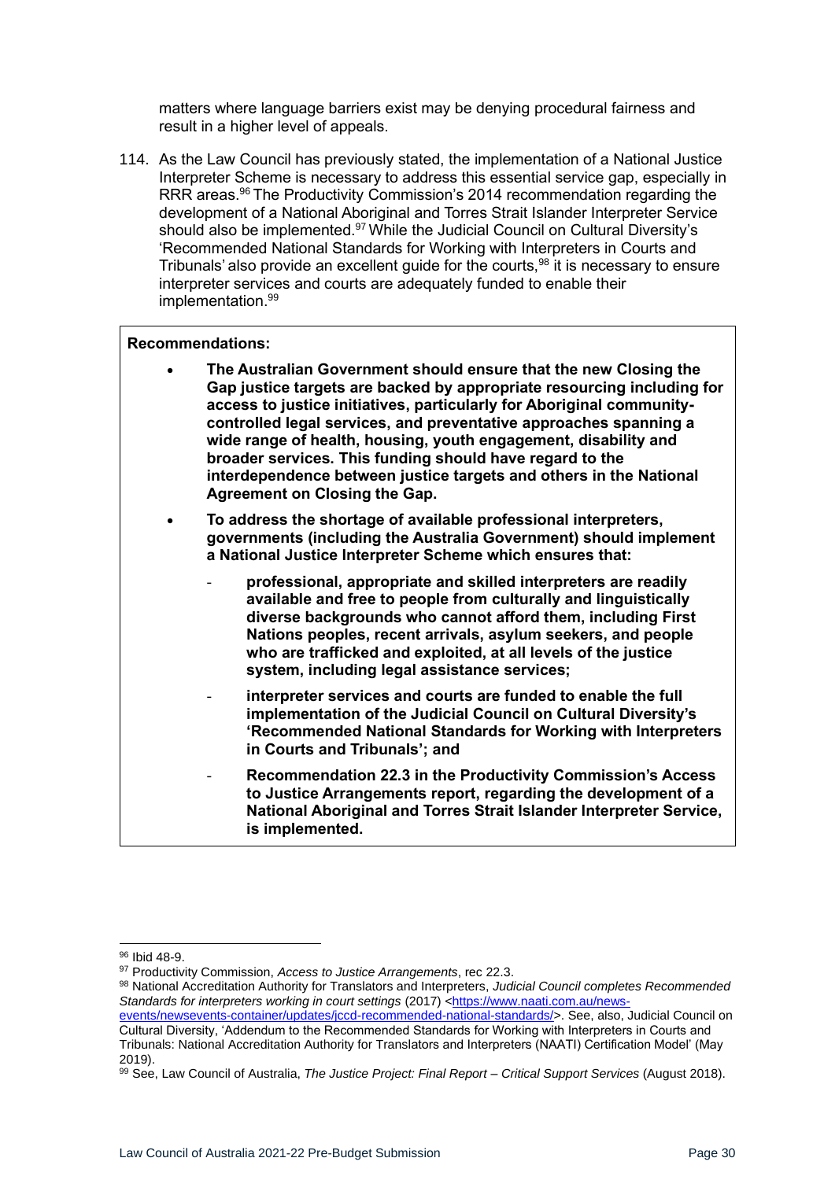matters where language barriers exist may be denying procedural fairness and result in a higher level of appeals.

114. As the Law Council has previously stated, the implementation of a National Justice Interpreter Scheme is necessary to address this essential service gap, especially in RRR areas.[96] The Productivity Commission's 2014 recommendation regarding the development of a National Aboriginal and Torres Strait Islander Interpreter Service should also be implemented.[97] While the Judicial Council on Cultural Diversity's 'Recommended National Standards for Working with Interpreters in Courts and Tribunals' also provide an excellent guide for the courts,[98] it is necessary to ensure interpreter services and courts are adequately funded to enable their implementation.[99]

**Recommendations:**

- **The Australian Government should ensure that the new Closing the Gap justice targets are backed by appropriate resourcing including for access to justice initiatives, particularly for Aboriginal community-controlled legal services, and preventative approaches spanning a wide range of health, housing, youth engagement, disability and broader services. This funding should have regard to the interdependence between justice targets and others in the National Agreement on Closing the Gap.**
- **To address the shortage of available professional interpreters, governments (including the Australia Government) should implement a National Justice Interpreter Scheme which ensures that:**
  - **professional, appropriate and skilled interpreters are readily available and free to people from culturally and linguistically diverse backgrounds who cannot afford them, including First Nations peoples, recent arrivals, asylum seekers, and people who are trafficked and exploited, at all levels of the justice system, including legal assistance services;**
  - **interpreter services and courts are funded to enable the full implementation of the Judicial Council on Cultural Diversity's 'Recommended National Standards for Working with Interpreters in Courts and Tribunals'; and**
  - **Recommendation 22.3 in the Productivity Commission's Access to Justice Arrangements report, regarding the development of a National Aboriginal and Torres Strait Islander Interpreter Service, is implemented.**

---

[96] Ibid 48-9.

[97] Productivity Commission, *Access to Justice Arrangements*, rec 22.3.

[98] National Accreditation Authority for Translators and Interpreters, *Judicial Council completes Recommended Standards for interpreters working in court settings* (2017) <https://www.naati.com.au/news-events/newsevents-container/updates/jccd-recommended-national-standards/>. See, also, Judicial Council on Cultural Diversity, 'Addendum to the Recommended Standards for Working with Interpreters in Courts and Tribunals: National Accreditation Authority for Translators and Interpreters (NAATI) Certification Model' (May 2019).

[99] See, Law Council of Australia, *The Justice Project: Final Report – Critical Support Services* (August 2018).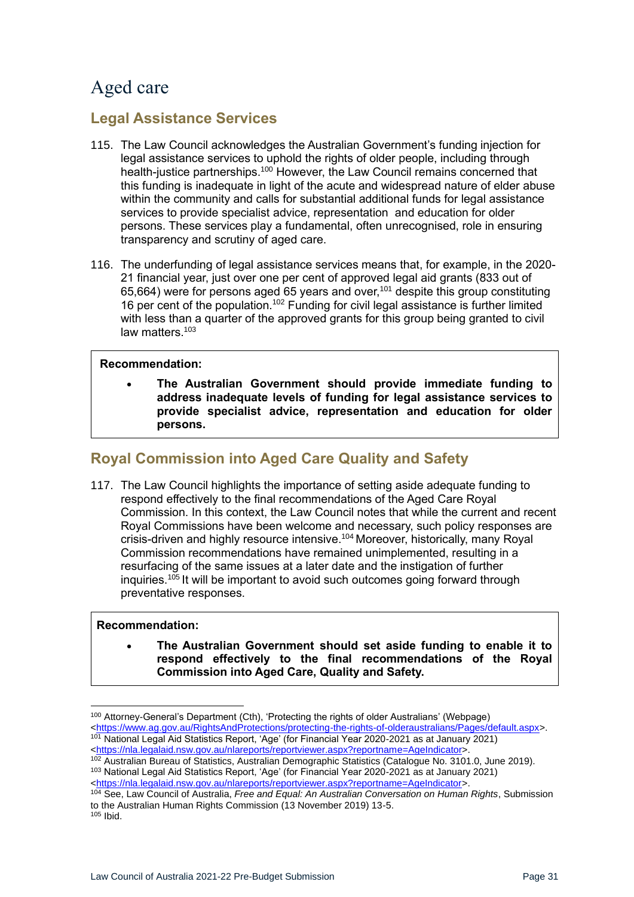# Aged care

## Legal Assistance Services

115. The Law Council acknowledges the Australian Government's funding injection for legal assistance services to uphold the rights of older people, including through health-justice partnerships.[100] However, the Law Council remains concerned that this funding is inadequate in light of the acute and widespread nature of elder abuse within the community and calls for substantial additional funds for legal assistance services to provide specialist advice, representation and education for older persons. These services play a fundamental, often unrecognised, role in ensuring transparency and scrutiny of aged care.

116. The underfunding of legal assistance services means that, for example, in the 2020-21 financial year, just over one per cent of approved legal aid grants (833 out of 65,664) were for persons aged 65 years and over,[101] despite this group constituting 16 per cent of the population.[102] Funding for civil legal assistance is further limited with less than a quarter of the approved grants for this group being granted to civil law matters.[103]

> **Recommendation:**
>
> - **The Australian Government should provide immediate funding to address inadequate levels of funding for legal assistance services to provide specialist advice, representation and education for older persons.**

## Royal Commission into Aged Care Quality and Safety

117. The Law Council highlights the importance of setting aside adequate funding to respond effectively to the final recommendations of the Aged Care Royal Commission. In this context, the Law Council notes that while the current and recent Royal Commissions have been welcome and necessary, such policy responses are crisis-driven and highly resource intensive.[104] Moreover, historically, many Royal Commission recommendations have remained unimplemented, resulting in a resurfacing of the same issues at a later date and the instigation of further inquiries.[105] It will be important to avoid such outcomes going forward through preventative responses.

> **Recommendation:**
>
> - **The Australian Government should set aside funding to enable it to respond effectively to the final recommendations of the Royal Commission into Aged Care, Quality and Safety.**

---

[100] Attorney-General's Department (Cth), 'Protecting the rights of older Australians' (Webpage) <https://www.ag.gov.au/RightsAndProtections/protecting-the-rights-of-olderaustralians/Pages/default.aspx>.

[101] National Legal Aid Statistics Report, 'Age' (for Financial Year 2020-2021 as at January 2021) <https://nla.legalaid.nsw.gov.au/nlareports/reportviewer.aspx?reportname=AgeIndicator>.

[102] Australian Bureau of Statistics, Australian Demographic Statistics (Catalogue No. 3101.0, June 2019).

[103] National Legal Aid Statistics Report, 'Age' (for Financial Year 2020-2021 as at January 2021) <https://nla.legalaid.nsw.gov.au/nlareports/reportviewer.aspx?reportname=AgeIndicator>.

[104] See, Law Council of Australia, *Free and Equal: An Australian Conversation on Human Rights*, Submission to the Australian Human Rights Commission (13 November 2019) 13-5.

[105] Ibid.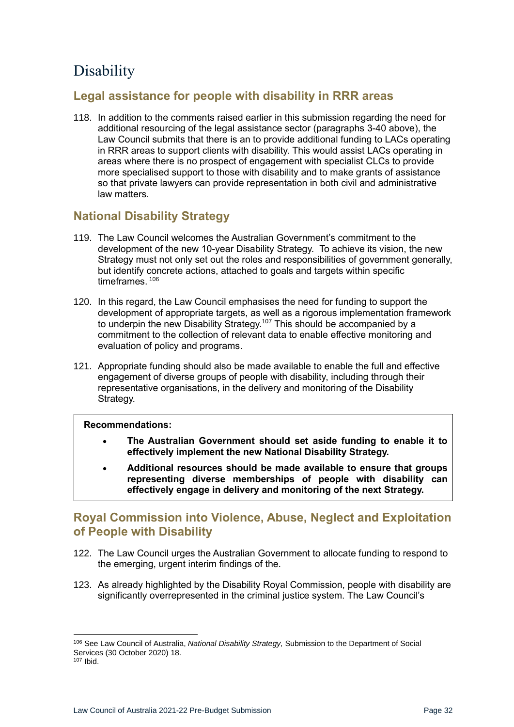# Disability

## Legal assistance for people with disability in RRR areas

118. In addition to the comments raised earlier in this submission regarding the need for additional resourcing of the legal assistance sector (paragraphs 3-40 above), the Law Council submits that there is an to provide additional funding to LACs operating in RRR areas to support clients with disability. This would assist LACs operating in areas where there is no prospect of engagement with specialist CLCs to provide more specialised support to those with disability and to make grants of assistance so that private lawyers can provide representation in both civil and administrative law matters.

## National Disability Strategy

119. The Law Council welcomes the Australian Government's commitment to the development of the new 10-year Disability Strategy. To achieve its vision, the new Strategy must not only set out the roles and responsibilities of government generally, but identify concrete actions, attached to goals and targets within specific timeframes.[106]

120. In this regard, the Law Council emphasises the need for funding to support the development of appropriate targets, as well as a rigorous implementation framework to underpin the new Disability Strategy.[107] This should be accompanied by a commitment to the collection of relevant data to enable effective monitoring and evaluation of policy and programs.

121. Appropriate funding should also be made available to enable the full and effective engagement of diverse groups of people with disability, including through their representative organisations, in the delivery and monitoring of the Disability Strategy.

**Recommendations:**

- **The Australian Government should set aside funding to enable it to effectively implement the new National Disability Strategy.**
- **Additional resources should be made available to ensure that groups representing diverse memberships of people with disability can effectively engage in delivery and monitoring of the next Strategy.**

## Royal Commission into Violence, Abuse, Neglect and Exploitation of People with Disability

122. The Law Council urges the Australian Government to allocate funding to respond to the emerging, urgent interim findings of the.

123. As already highlighted by the Disability Royal Commission, people with disability are significantly overrepresented in the criminal justice system. The Law Council's

---

[106] See Law Council of Australia, *National Disability Strategy,* Submission to the Department of Social Services (30 October 2020) 18.

[107] Ibid.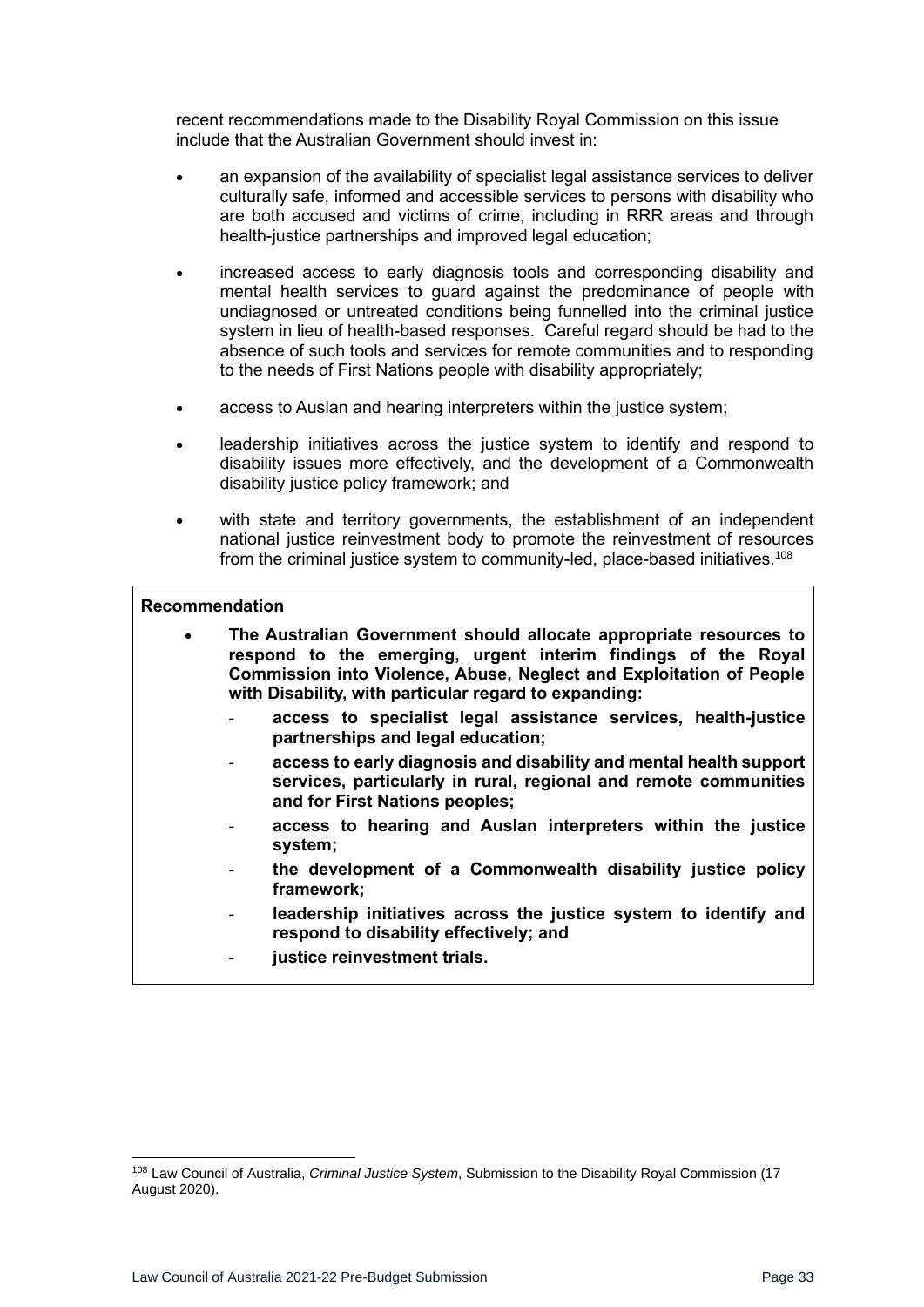recent recommendations made to the Disability Royal Commission on this issue include that the Australian Government should invest in:

- an expansion of the availability of specialist legal assistance services to deliver culturally safe, informed and accessible services to persons with disability who are both accused and victims of crime, including in RRR areas and through health-justice partnerships and improved legal education;
- increased access to early diagnosis tools and corresponding disability and mental health services to guard against the predominance of people with undiagnosed or untreated conditions being funnelled into the criminal justice system in lieu of health-based responses. Careful regard should be had to the absence of such tools and services for remote communities and to responding to the needs of First Nations people with disability appropriately;
- access to Auslan and hearing interpreters within the justice system;
- leadership initiatives across the justice system to identify and respond to disability issues more effectively, and the development of a Commonwealth disability justice policy framework; and
- with state and territory governments, the establishment of an independent national justice reinvestment body to promote the reinvestment of resources from the criminal justice system to community-led, place-based initiatives.[108]

> **Recommendation**
>
> - **The Australian Government should allocate appropriate resources to respond to the emerging, urgent interim findings of the Royal Commission into Violence, Abuse, Neglect and Exploitation of People with Disability, with particular regard to expanding:**
>   - **access to specialist legal assistance services, health-justice partnerships and legal education;**
>   - **access to early diagnosis and disability and mental health support services, particularly in rural, regional and remote communities and for First Nations peoples;**
>   - **access to hearing and Auslan interpreters within the justice system;**
>   - **the development of a Commonwealth disability justice policy framework;**
>   - **leadership initiatives across the justice system to identify and respond to disability effectively; and**
>   - **justice reinvestment trials.**

[108] Law Council of Australia, *Criminal Justice System*, Submission to the Disability Royal Commission (17 August 2020).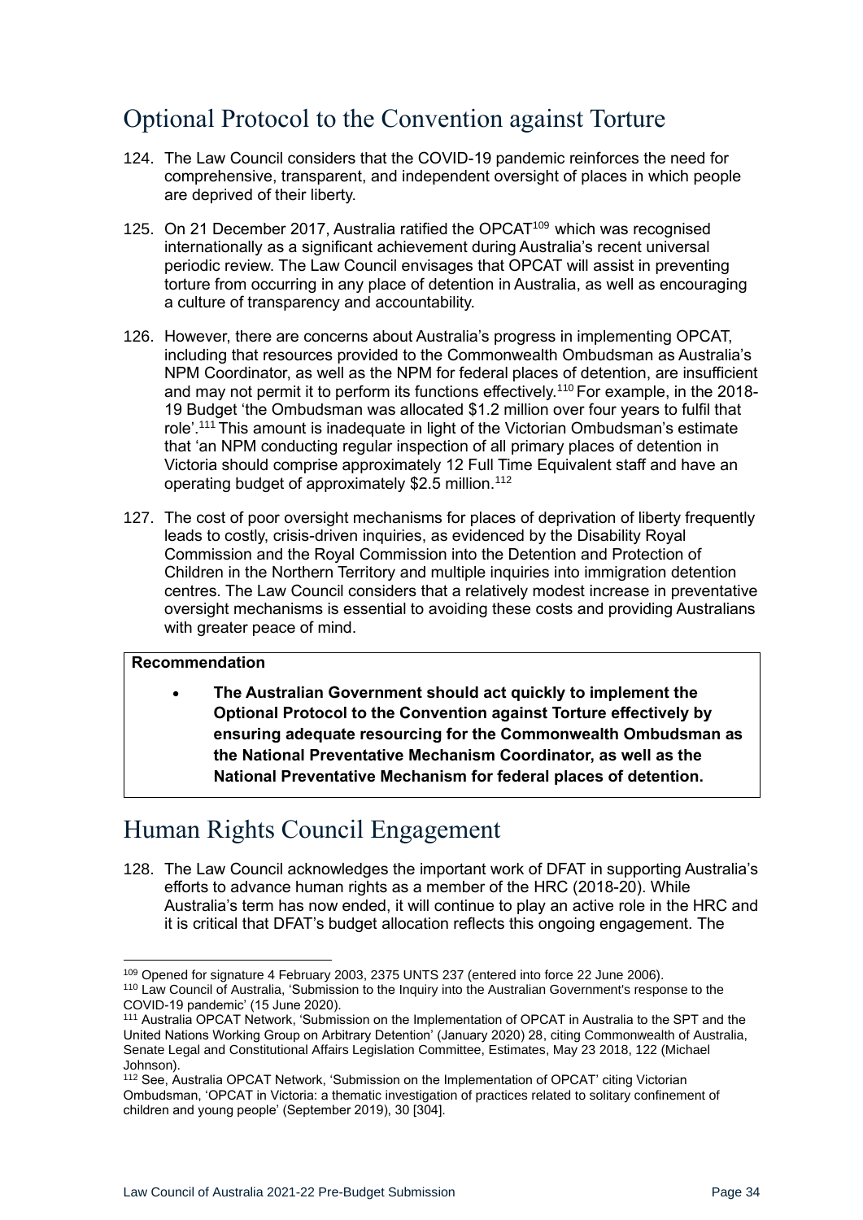## Optional Protocol to the Convention against Torture

124. The Law Council considers that the COVID-19 pandemic reinforces the need for comprehensive, transparent, and independent oversight of places in which people are deprived of their liberty.

125. On 21 December 2017, Australia ratified the OPCAT[109] which was recognised internationally as a significant achievement during Australia's recent universal periodic review. The Law Council envisages that OPCAT will assist in preventing torture from occurring in any place of detention in Australia, as well as encouraging a culture of transparency and accountability.

126. However, there are concerns about Australia's progress in implementing OPCAT, including that resources provided to the Commonwealth Ombudsman as Australia's NPM Coordinator, as well as the NPM for federal places of detention, are insufficient and may not permit it to perform its functions effectively.[110] For example, in the 2018-19 Budget 'the Ombudsman was allocated $1.2 million over four years to fulfil that role'.[111] This amount is inadequate in light of the Victorian Ombudsman's estimate that 'an NPM conducting regular inspection of all primary places of detention in Victoria should comprise approximately 12 Full Time Equivalent staff and have an operating budget of approximately $2.5 million.[112]

127. The cost of poor oversight mechanisms for places of deprivation of liberty frequently leads to costly, crisis-driven inquiries, as evidenced by the Disability Royal Commission and the Royal Commission into the Detention and Protection of Children in the Northern Territory and multiple inquiries into immigration detention centres. The Law Council considers that a relatively modest increase in preventative oversight mechanisms is essential to avoiding these costs and providing Australians with greater peace of mind.

**Recommendation**

- **The Australian Government should act quickly to implement the Optional Protocol to the Convention against Torture effectively by ensuring adequate resourcing for the Commonwealth Ombudsman as the National Preventative Mechanism Coordinator, as well as the National Preventative Mechanism for federal places of detention.**

## Human Rights Council Engagement

128. The Law Council acknowledges the important work of DFAT in supporting Australia's efforts to advance human rights as a member of the HRC (2018-20). While Australia's term has now ended, it will continue to play an active role in the HRC and it is critical that DFAT's budget allocation reflects this ongoing engagement. The

---

[109] Opened for signature 4 February 2003, 2375 UNTS 237 (entered into force 22 June 2006).

[110] Law Council of Australia, 'Submission to the Inquiry into the Australian Government's response to the COVID-19 pandemic' (15 June 2020).

[111] Australia OPCAT Network, 'Submission on the Implementation of OPCAT in Australia to the SPT and the United Nations Working Group on Arbitrary Detention' (January 2020) 28, citing Commonwealth of Australia, Senate Legal and Constitutional Affairs Legislation Committee, Estimates, May 23 2018, 122 (Michael Johnson).

[112] See, Australia OPCAT Network, 'Submission on the Implementation of OPCAT' citing Victorian Ombudsman, 'OPCAT in Victoria: a thematic investigation of practices related to solitary confinement of children and young people' (September 2019), 30 [304].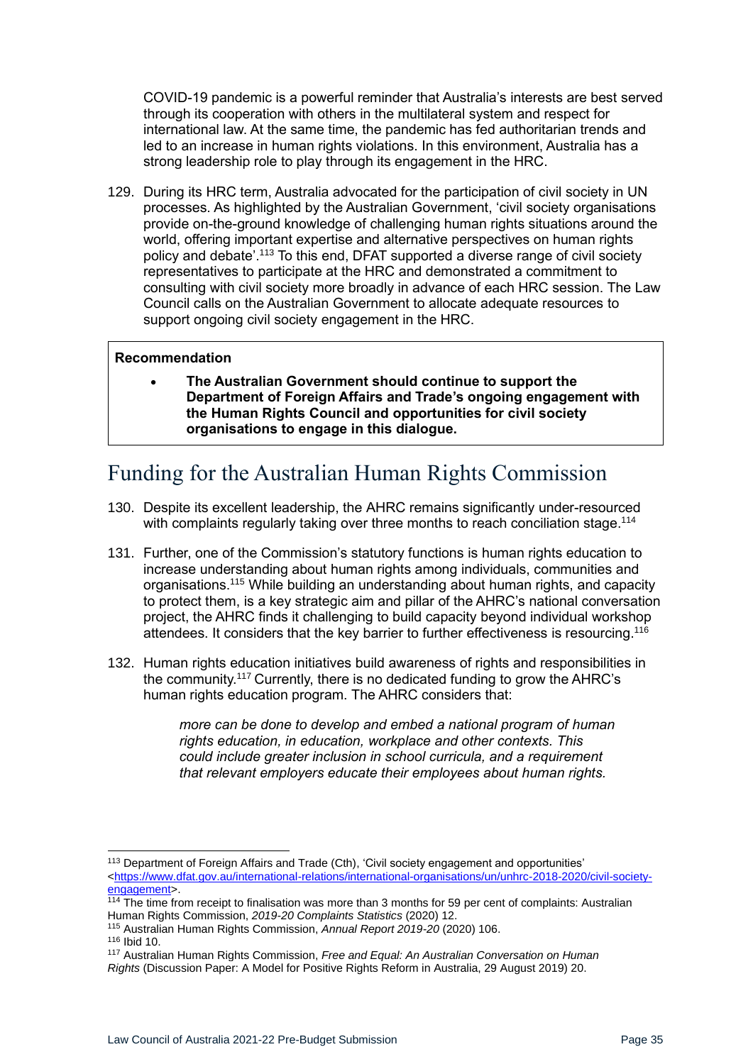COVID-19 pandemic is a powerful reminder that Australia's interests are best served through its cooperation with others in the multilateral system and respect for international law. At the same time, the pandemic has fed authoritarian trends and led to an increase in human rights violations. In this environment, Australia has a strong leadership role to play through its engagement in the HRC.

129. During its HRC term, Australia advocated for the participation of civil society in UN processes. As highlighted by the Australian Government, 'civil society organisations provide on-the-ground knowledge of challenging human rights situations around the world, offering important expertise and alternative perspectives on human rights policy and debate'.[113] To this end, DFAT supported a diverse range of civil society representatives to participate at the HRC and demonstrated a commitment to consulting with civil society more broadly in advance of each HRC session. The Law Council calls on the Australian Government to allocate adequate resources to support ongoing civil society engagement in the HRC.

**Recommendation**

- **The Australian Government should continue to support the Department of Foreign Affairs and Trade's ongoing engagement with the Human Rights Council and opportunities for civil society organisations to engage in this dialogue.**

# Funding for the Australian Human Rights Commission

130. Despite its excellent leadership, the AHRC remains significantly under-resourced with complaints regularly taking over three months to reach conciliation stage.[114]

131. Further, one of the Commission's statutory functions is human rights education to increase understanding about human rights among individuals, communities and organisations.[115] While building an understanding about human rights, and capacity to protect them, is a key strategic aim and pillar of the AHRC's national conversation project, the AHRC finds it challenging to build capacity beyond individual workshop attendees. It considers that the key barrier to further effectiveness is resourcing.[116]

132. Human rights education initiatives build awareness of rights and responsibilities in the community.[117] Currently, there is no dedicated funding to grow the AHRC's human rights education program. The AHRC considers that:

> *more can be done to develop and embed a national program of human rights education, in education, workplace and other contexts. This could include greater inclusion in school curricula, and a requirement that relevant employers educate their employees about human rights.*

---

[113] Department of Foreign Affairs and Trade (Cth), 'Civil society engagement and opportunities' <https://www.dfat.gov.au/international-relations/international-organisations/un/unhrc-2018-2020/civil-society-engagement>.

[114] The time from receipt to finalisation was more than 3 months for 59 per cent of complaints: Australian Human Rights Commission, *2019-20 Complaints Statistics* (2020) 12.

[115] Australian Human Rights Commission, *Annual Report 2019-20* (2020) 106.

[116] Ibid 10.

[117] Australian Human Rights Commission, *Free and Equal: An Australian Conversation on Human Rights* (Discussion Paper: A Model for Positive Rights Reform in Australia, 29 August 2019) 20.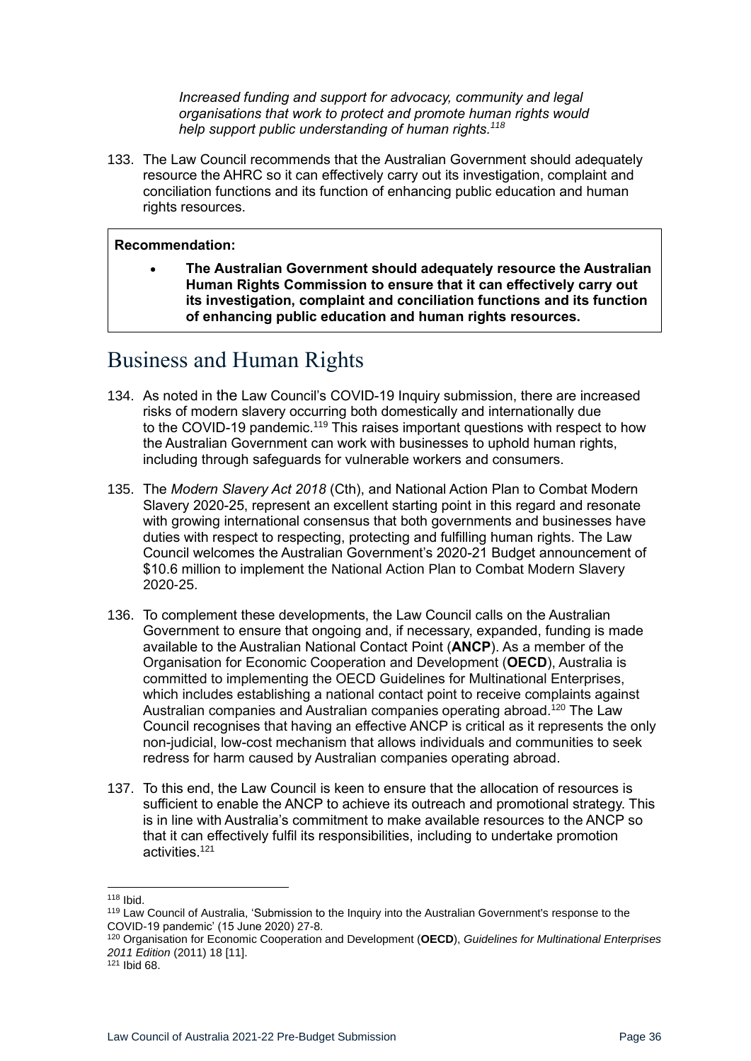*Increased funding and support for advocacy, community and legal organisations that work to protect and promote human rights would help support public understanding of human rights.*[118]

133. The Law Council recommends that the Australian Government should adequately resource the AHRC so it can effectively carry out its investigation, complaint and conciliation functions and its function of enhancing public education and human rights resources.

**Recommendation:**

- **The Australian Government should adequately resource the Australian Human Rights Commission to ensure that it can effectively carry out its investigation, complaint and conciliation functions and its function of enhancing public education and human rights resources.**

## Business and Human Rights

134. As noted in the Law Council's COVID-19 Inquiry submission, there are increased risks of modern slavery occurring both domestically and internationally due to the COVID-19 pandemic.[119] This raises important questions with respect to how the Australian Government can work with businesses to uphold human rights, including through safeguards for vulnerable workers and consumers.

135. The *Modern Slavery Act 2018* (Cth), and National Action Plan to Combat Modern Slavery 2020-25, represent an excellent starting point in this regard and resonate with growing international consensus that both governments and businesses have duties with respect to respecting, protecting and fulfilling human rights. The Law Council welcomes the Australian Government's 2020-21 Budget announcement of $10.6 million to implement the National Action Plan to Combat Modern Slavery 2020-25.

136. To complement these developments, the Law Council calls on the Australian Government to ensure that ongoing and, if necessary, expanded, funding is made available to the Australian National Contact Point (**ANCP**). As a member of the Organisation for Economic Cooperation and Development (**OECD**), Australia is committed to implementing the OECD Guidelines for Multinational Enterprises, which includes establishing a national contact point to receive complaints against Australian companies and Australian companies operating abroad.[120] The Law Council recognises that having an effective ANCP is critical as it represents the only non-judicial, low-cost mechanism that allows individuals and communities to seek redress for harm caused by Australian companies operating abroad.

137. To this end, the Law Council is keen to ensure that the allocation of resources is sufficient to enable the ANCP to achieve its outreach and promotional strategy. This is in line with Australia's commitment to make available resources to the ANCP so that it can effectively fulfil its responsibilities, including to undertake promotion activities.[121]

---

[118] Ibid.

[119] Law Council of Australia, 'Submission to the Inquiry into the Australian Government's response to the COVID-19 pandemic' (15 June 2020) 27-8.

[120] Organisation for Economic Cooperation and Development (**OECD**), *Guidelines for Multinational Enterprises 2011 Edition* (2011) 18 [11].

[121] Ibid 68.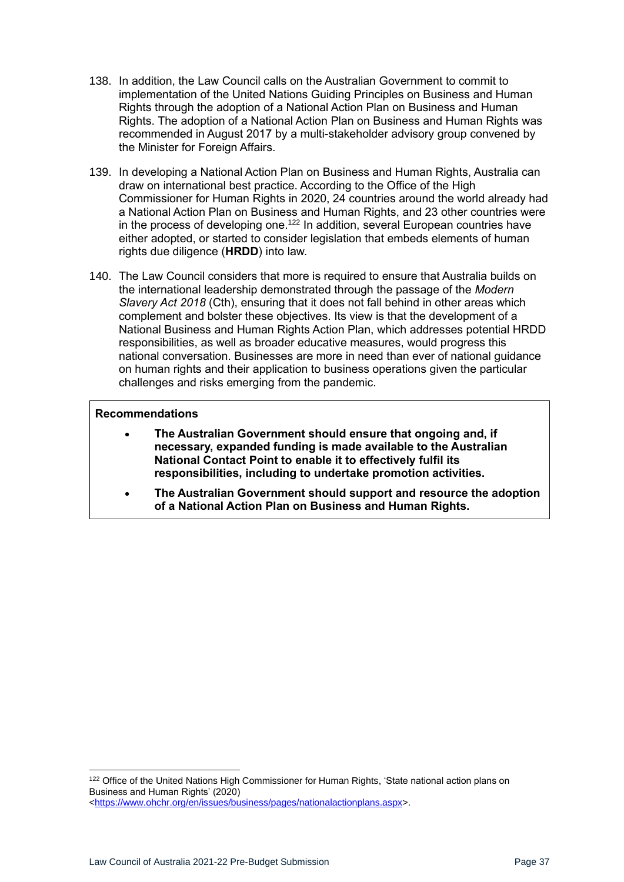138. In addition, the Law Council calls on the Australian Government to commit to implementation of the United Nations Guiding Principles on Business and Human Rights through the adoption of a National Action Plan on Business and Human Rights. The adoption of a National Action Plan on Business and Human Rights was recommended in August 2017 by a multi-stakeholder advisory group convened by the Minister for Foreign Affairs.

139. In developing a National Action Plan on Business and Human Rights, Australia can draw on international best practice. According to the Office of the High Commissioner for Human Rights in 2020, 24 countries around the world already had a National Action Plan on Business and Human Rights, and 23 other countries were in the process of developing one.[122] In addition, several European countries have either adopted, or started to consider legislation that embeds elements of human rights due diligence (**HRDD**) into law.

140. The Law Council considers that more is required to ensure that Australia builds on the international leadership demonstrated through the passage of the *Modern Slavery Act 2018* (Cth), ensuring that it does not fall behind in other areas which complement and bolster these objectives. Its view is that the development of a National Business and Human Rights Action Plan, which addresses potential HRDD responsibilities, as well as broader educative measures, would progress this national conversation. Businesses are more in need than ever of national guidance on human rights and their application to business operations given the particular challenges and risks emerging from the pandemic.

**Recommendations**

- **The Australian Government should ensure that ongoing and, if necessary, expanded funding is made available to the Australian National Contact Point to enable it to effectively fulfil its responsibilities, including to undertake promotion activities.**
- **The Australian Government should support and resource the adoption of a National Action Plan on Business and Human Rights.**

---

[122] Office of the United Nations High Commissioner for Human Rights, 'State national action plans on Business and Human Rights' (2020) <https://www.ohchr.org/en/issues/business/pages/nationalactionplans.aspx>.